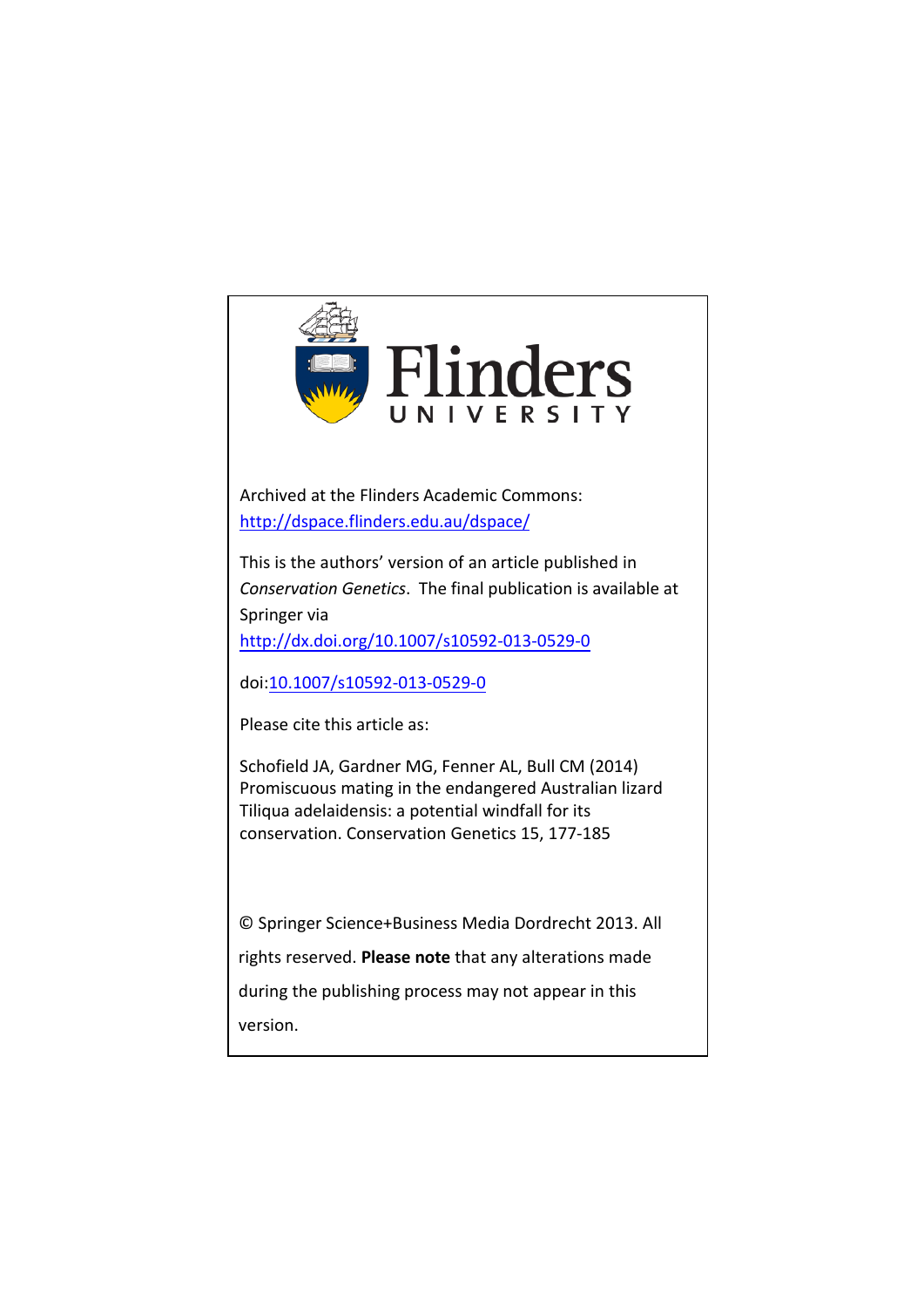Flinders UNIVERSITY

Archived at the Flinders Academic Commons:
http://dspace.flinders.edu.au/dspace/

This is the authors' version of an article published in *Conservation Genetics*. The final publication is available at Springer via
http://dx.doi.org/10.1007/s10592-013-0529-0

doi:10.1007/s10592-013-0529-0

Please cite this article as:

Schofield JA, Gardner MG, Fenner AL, Bull CM (2014) Promiscuous mating in the endangered Australian lizard Tiliqua adelaidensis: a potential windfall for its conservation. Conservation Genetics 15, 177-185

© Springer Science+Business Media Dordrecht 2013. All rights reserved. **Please note** that any alterations made during the publishing process may not appear in this version.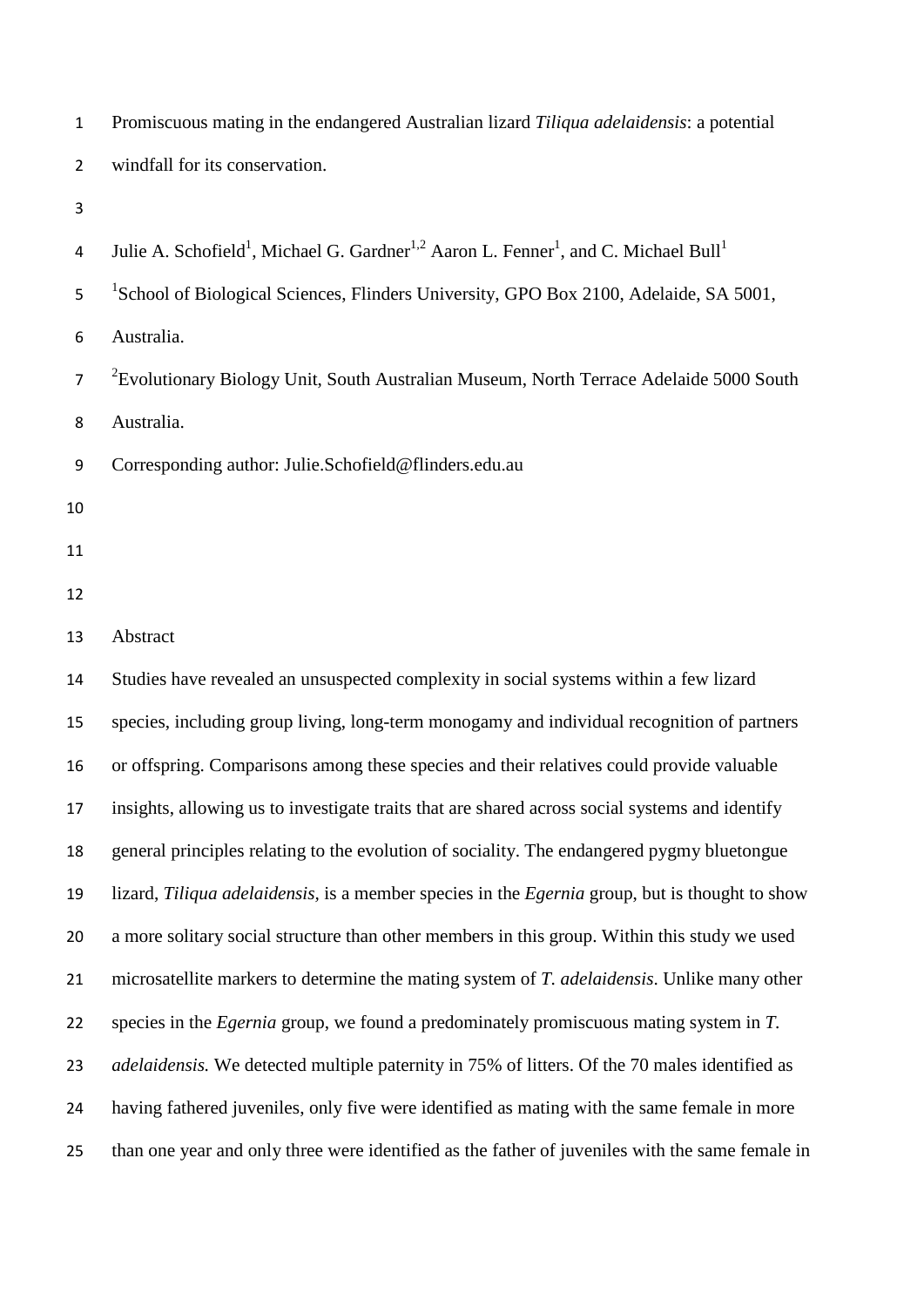# Promiscuous mating in the endangered Australian lizard *Tiliqua adelaidensis*: a potential windfall for its conservation.

Julie A. Schofield[1], Michael G. Gardner[1,2] Aaron L. Fenner[1], and C. Michael Bull[1]

[1]School of Biological Sciences, Flinders University, GPO Box 2100, Adelaide, SA 5001, Australia.

[2]Evolutionary Biology Unit, South Australian Museum, North Terrace Adelaide 5000 South Australia.

Corresponding author: Julie.Schofield@flinders.edu.au

## Abstract

Studies have revealed an unsuspected complexity in social systems within a few lizard species, including group living, long-term monogamy and individual recognition of partners or offspring. Comparisons among these species and their relatives could provide valuable insights, allowing us to investigate traits that are shared across social systems and identify general principles relating to the evolution of sociality. The endangered pygmy bluetongue lizard, *Tiliqua adelaidensis*, is a member species in the *Egernia* group, but is thought to show a more solitary social structure than other members in this group. Within this study we used microsatellite markers to determine the mating system of *T. adelaidensis*. Unlike many other species in the *Egernia* group, we found a predominately promiscuous mating system in *T. adelaidensis.* We detected multiple paternity in 75% of litters. Of the 70 males identified as having fathered juveniles, only five were identified as mating with the same female in more than one year and only three were identified as the father of juveniles with the same female in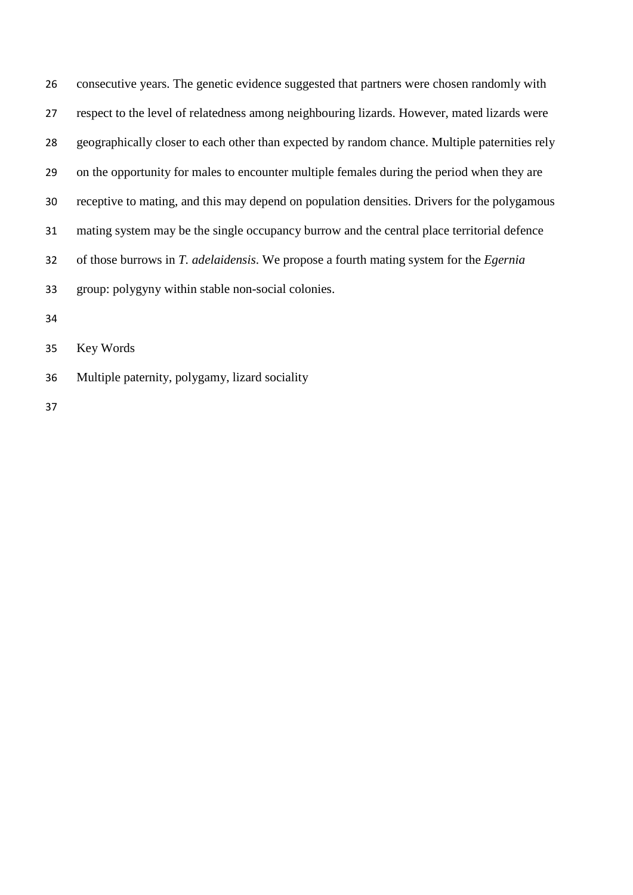consecutive years. The genetic evidence suggested that partners were chosen randomly with respect to the level of relatedness among neighbouring lizards. However, mated lizards were geographically closer to each other than expected by random chance. Multiple paternities rely on the opportunity for males to encounter multiple females during the period when they are receptive to mating, and this may depend on population densities. Drivers for the polygamous mating system may be the single occupancy burrow and the central place territorial defence of those burrows in *T. adelaidensis*. We propose a fourth mating system for the *Egernia* group: polygyny within stable non-social colonies.

Key Words

Multiple paternity, polygamy, lizard sociality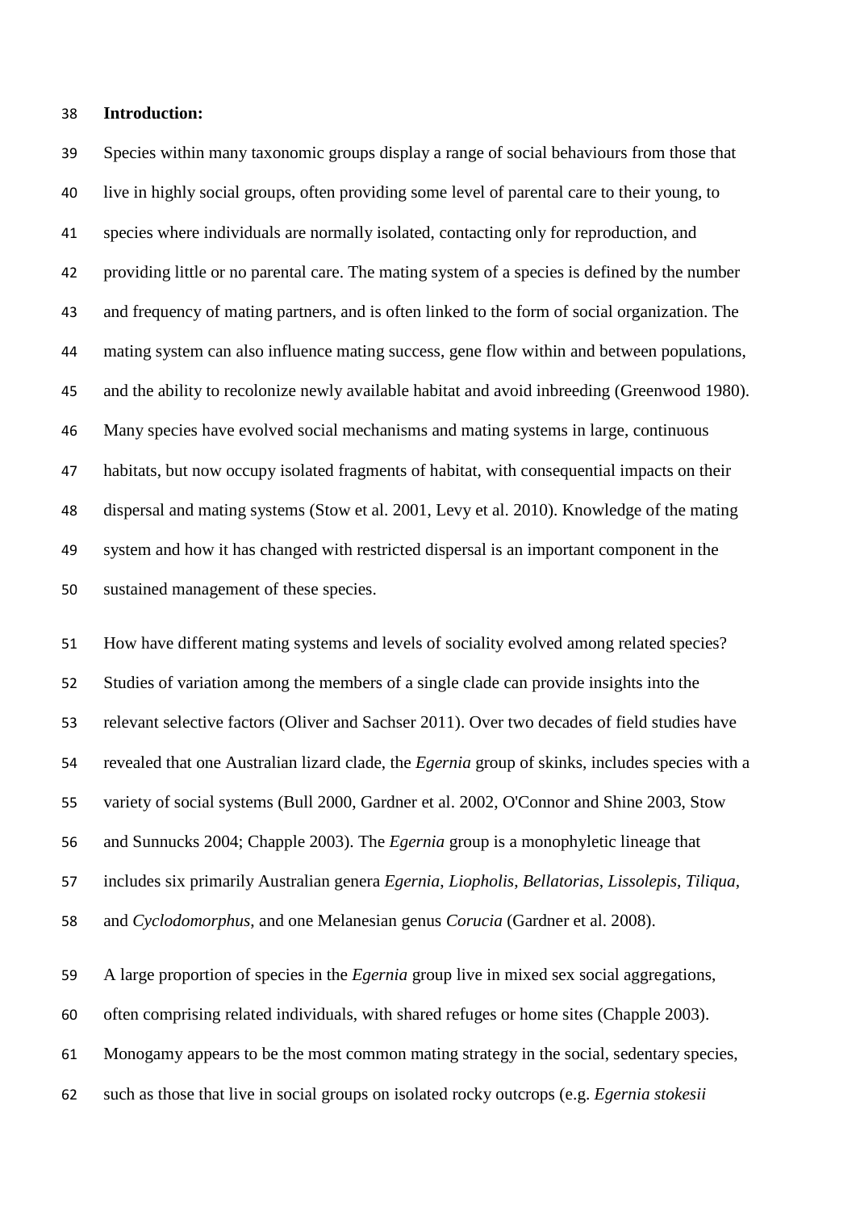**Introduction:**

Species within many taxonomic groups display a range of social behaviours from those that live in highly social groups, often providing some level of parental care to their young, to species where individuals are normally isolated, contacting only for reproduction, and providing little or no parental care. The mating system of a species is defined by the number and frequency of mating partners, and is often linked to the form of social organization. The mating system can also influence mating success, gene flow within and between populations, and the ability to recolonize newly available habitat and avoid inbreeding (Greenwood 1980). Many species have evolved social mechanisms and mating systems in large, continuous habitats, but now occupy isolated fragments of habitat, with consequential impacts on their dispersal and mating systems (Stow et al. 2001, Levy et al. 2010). Knowledge of the mating system and how it has changed with restricted dispersal is an important component in the sustained management of these species.

How have different mating systems and levels of sociality evolved among related species? Studies of variation among the members of a single clade can provide insights into the relevant selective factors (Oliver and Sachser 2011). Over two decades of field studies have revealed that one Australian lizard clade, the *Egernia* group of skinks, includes species with a variety of social systems (Bull 2000, Gardner et al. 2002, O'Connor and Shine 2003, Stow and Sunnucks 2004; Chapple 2003). The *Egernia* group is a monophyletic lineage that includes six primarily Australian genera *Egernia*, *Liopholis*, *Bellatorias*, *Lissolepis*, *Tiliqua*, and *Cyclodomorphus*, and one Melanesian genus *Corucia* (Gardner et al. 2008).

A large proportion of species in the *Egernia* group live in mixed sex social aggregations, often comprising related individuals, with shared refuges or home sites (Chapple 2003). Monogamy appears to be the most common mating strategy in the social, sedentary species, such as those that live in social groups on isolated rocky outcrops (e.g. *Egernia stokesii*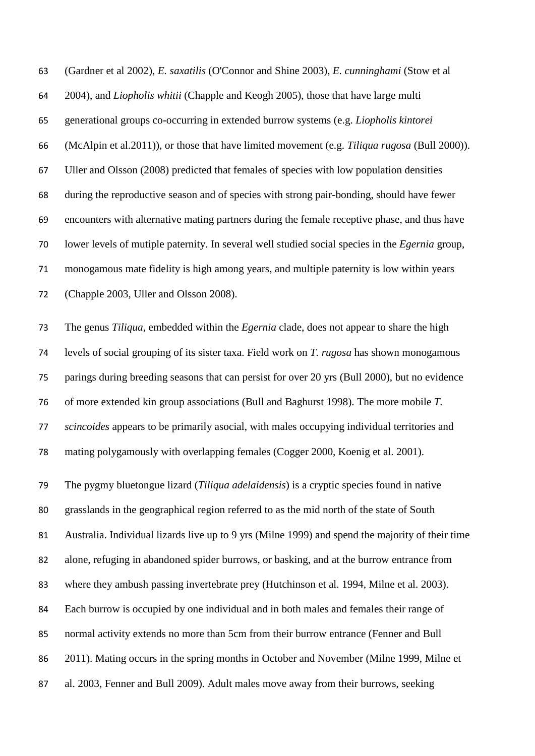(Gardner et al 2002), *E. saxatilis* (O'Connor and Shine 2003), *E. cunninghami* (Stow et al 2004), and *Liopholis whitii* (Chapple and Keogh 2005), those that have large multi generational groups co-occurring in extended burrow systems (e.g. *Liopholis kintorei* (McAlpin et al.2011)), or those that have limited movement (e.g. *Tiliqua rugosa* (Bull 2000)). Uller and Olsson (2008) predicted that females of species with low population densities during the reproductive season and of species with strong pair-bonding, should have fewer encounters with alternative mating partners during the female receptive phase, and thus have lower levels of mutiple paternity. In several well studied social species in the *Egernia* group, monogamous mate fidelity is high among years, and multiple paternity is low within years (Chapple 2003, Uller and Olsson 2008).

The genus *Tiliqua*, embedded within the *Egernia* clade, does not appear to share the high levels of social grouping of its sister taxa. Field work on *T. rugosa* has shown monogamous parings during breeding seasons that can persist for over 20 yrs (Bull 2000), but no evidence of more extended kin group associations (Bull and Baghurst 1998). The more mobile *T. scincoides* appears to be primarily asocial, with males occupying individual territories and mating polygamously with overlapping females (Cogger 2000, Koenig et al. 2001).

The pygmy bluetongue lizard (*Tiliqua adelaidensis*) is a cryptic species found in native grasslands in the geographical region referred to as the mid north of the state of South Australia. Individual lizards live up to 9 yrs (Milne 1999) and spend the majority of their time alone, refuging in abandoned spider burrows, or basking, and at the burrow entrance from where they ambush passing invertebrate prey (Hutchinson et al. 1994, Milne et al. 2003). Each burrow is occupied by one individual and in both males and females their range of normal activity extends no more than 5cm from their burrow entrance (Fenner and Bull 2011). Mating occurs in the spring months in October and November (Milne 1999, Milne et al. 2003, Fenner and Bull 2009). Adult males move away from their burrows, seeking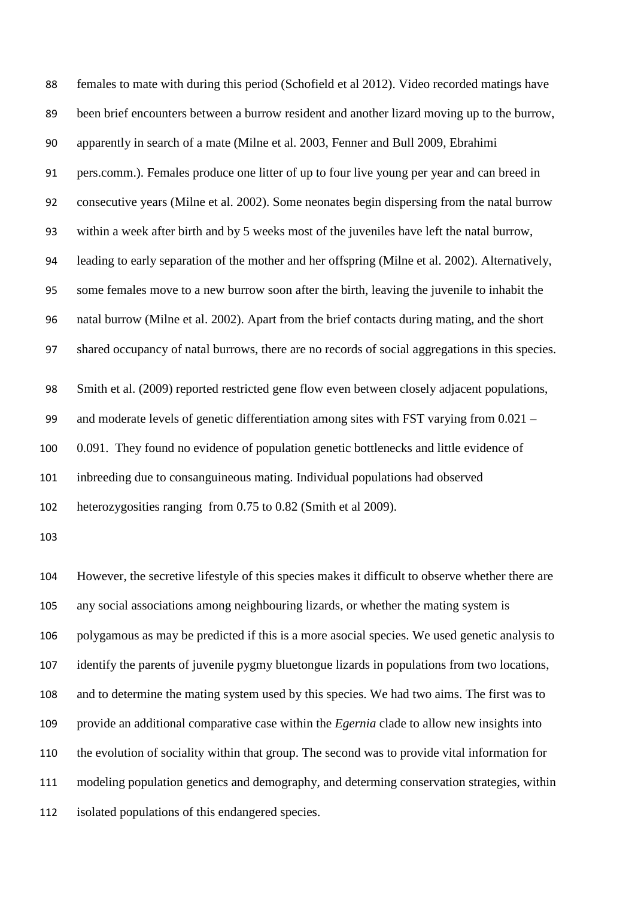females to mate with during this period (Schofield et al 2012). Video recorded matings have been brief encounters between a burrow resident and another lizard moving up to the burrow, apparently in search of a mate (Milne et al. 2003, Fenner and Bull 2009, Ebrahimi pers.comm.). Females produce one litter of up to four live young per year and can breed in consecutive years (Milne et al. 2002). Some neonates begin dispersing from the natal burrow within a week after birth and by 5 weeks most of the juveniles have left the natal burrow, leading to early separation of the mother and her offspring (Milne et al. 2002). Alternatively, some females move to a new burrow soon after the birth, leaving the juvenile to inhabit the natal burrow (Milne et al. 2002). Apart from the brief contacts during mating, and the short shared occupancy of natal burrows, there are no records of social aggregations in this species.

Smith et al. (2009) reported restricted gene flow even between closely adjacent populations, and moderate levels of genetic differentiation among sites with FST varying from 0.021 – 0.091. They found no evidence of population genetic bottlenecks and little evidence of inbreeding due to consanguineous mating. Individual populations had observed heterozygosities ranging from 0.75 to 0.82 (Smith et al 2009).

However, the secretive lifestyle of this species makes it difficult to observe whether there are any social associations among neighbouring lizards, or whether the mating system is polygamous as may be predicted if this is a more asocial species. We used genetic analysis to identify the parents of juvenile pygmy bluetongue lizards in populations from two locations, and to determine the mating system used by this species. We had two aims. The first was to provide an additional comparative case within the *Egernia* clade to allow new insights into the evolution of sociality within that group. The second was to provide vital information for modeling population genetics and demography, and determing conservation strategies, within isolated populations of this endangered species.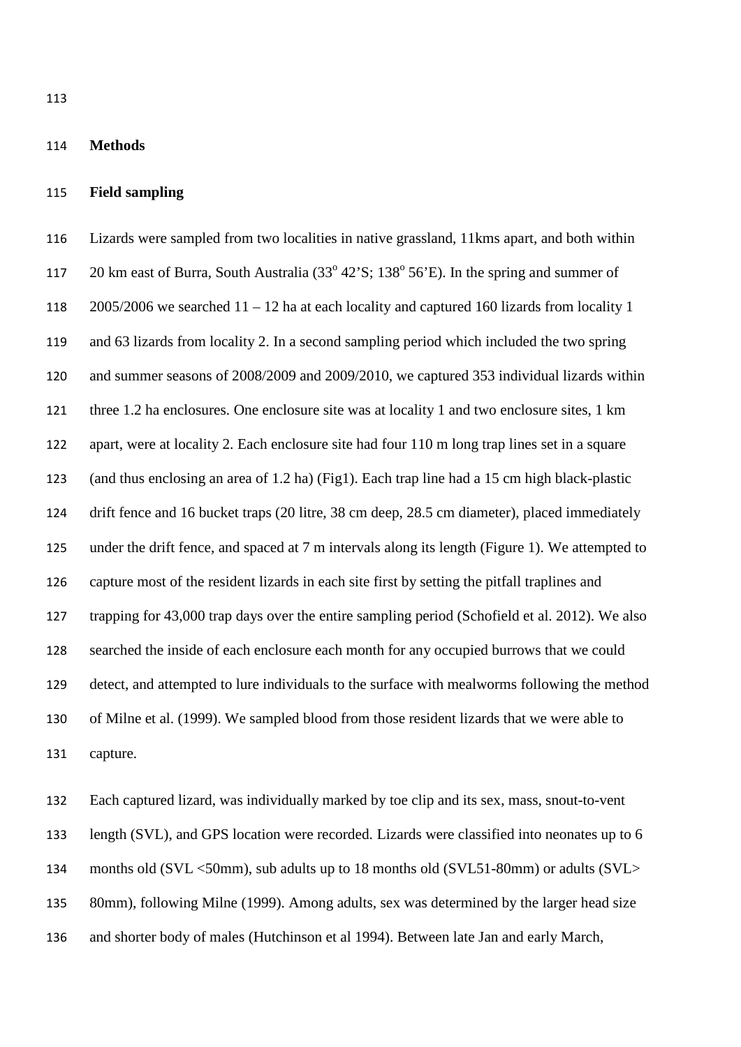## Methods

### Field sampling

Lizards were sampled from two localities in native grassland, 11kms apart, and both within 20 km east of Burra, South Australia (33$^o$ 42'S; 138$^o$ 56'E). In the spring and summer of 2005/2006 we searched 11 – 12 ha at each locality and captured 160 lizards from locality 1 and 63 lizards from locality 2. In a second sampling period which included the two spring and summer seasons of 2008/2009 and 2009/2010, we captured 353 individual lizards within three 1.2 ha enclosures. One enclosure site was at locality 1 and two enclosure sites, 1 km apart, were at locality 2. Each enclosure site had four 110 m long trap lines set in a square (and thus enclosing an area of 1.2 ha) (Fig1). Each trap line had a 15 cm high black-plastic drift fence and 16 bucket traps (20 litre, 38 cm deep, 28.5 cm diameter), placed immediately under the drift fence, and spaced at 7 m intervals along its length (Figure 1). We attempted to capture most of the resident lizards in each site first by setting the pitfall traplines and trapping for 43,000 trap days over the entire sampling period (Schofield et al. 2012). We also searched the inside of each enclosure each month for any occupied burrows that we could detect, and attempted to lure individuals to the surface with mealworms following the method of Milne et al. (1999). We sampled blood from those resident lizards that we were able to capture.

Each captured lizard, was individually marked by toe clip and its sex, mass, snout-to-vent length (SVL), and GPS location were recorded. Lizards were classified into neonates up to 6 months old (SVL <50mm), sub adults up to 18 months old (SVL51-80mm) or adults (SVL> 80mm), following Milne (1999). Among adults, sex was determined by the larger head size and shorter body of males (Hutchinson et al 1994). Between late Jan and early March,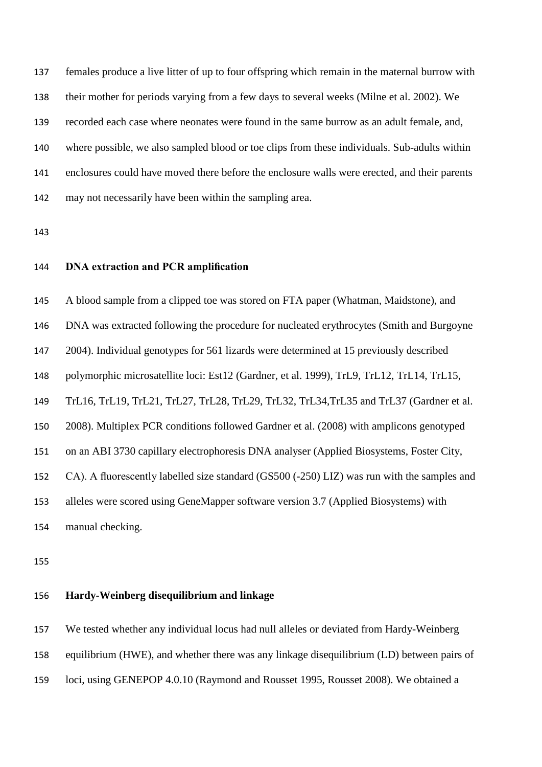females produce a live litter of up to four offspring which remain in the maternal burrow with their mother for periods varying from a few days to several weeks (Milne et al. 2002). We recorded each case where neonates were found in the same burrow as an adult female, and, where possible, we also sampled blood or toe clips from these individuals. Sub-adults within enclosures could have moved there before the enclosure walls were erected, and their parents may not necessarily have been within the sampling area.

## DNA extraction and PCR amplification

A blood sample from a clipped toe was stored on FTA paper (Whatman, Maidstone), and DNA was extracted following the procedure for nucleated erythrocytes (Smith and Burgoyne 2004). Individual genotypes for 561 lizards were determined at 15 previously described polymorphic microsatellite loci: Est12 (Gardner, et al. 1999), TrL9, TrL12, TrL14, TrL15, TrL16, TrL19, TrL21, TrL27, TrL28, TrL29, TrL32, TrL34,TrL35 and TrL37 (Gardner et al. 2008). Multiplex PCR conditions followed Gardner et al. (2008) with amplicons genotyped on an ABI 3730 capillary electrophoresis DNA analyser (Applied Biosystems, Foster City, CA). A fluorescently labelled size standard (GS500 (-250) LIZ) was run with the samples and alleles were scored using GeneMapper software version 3.7 (Applied Biosystems) with manual checking.

## Hardy-Weinberg disequilibrium and linkage

We tested whether any individual locus had null alleles or deviated from Hardy-Weinberg equilibrium (HWE), and whether there was any linkage disequilibrium (LD) between pairs of loci, using GENEPOP 4.0.10 (Raymond and Rousset 1995, Rousset 2008). We obtained a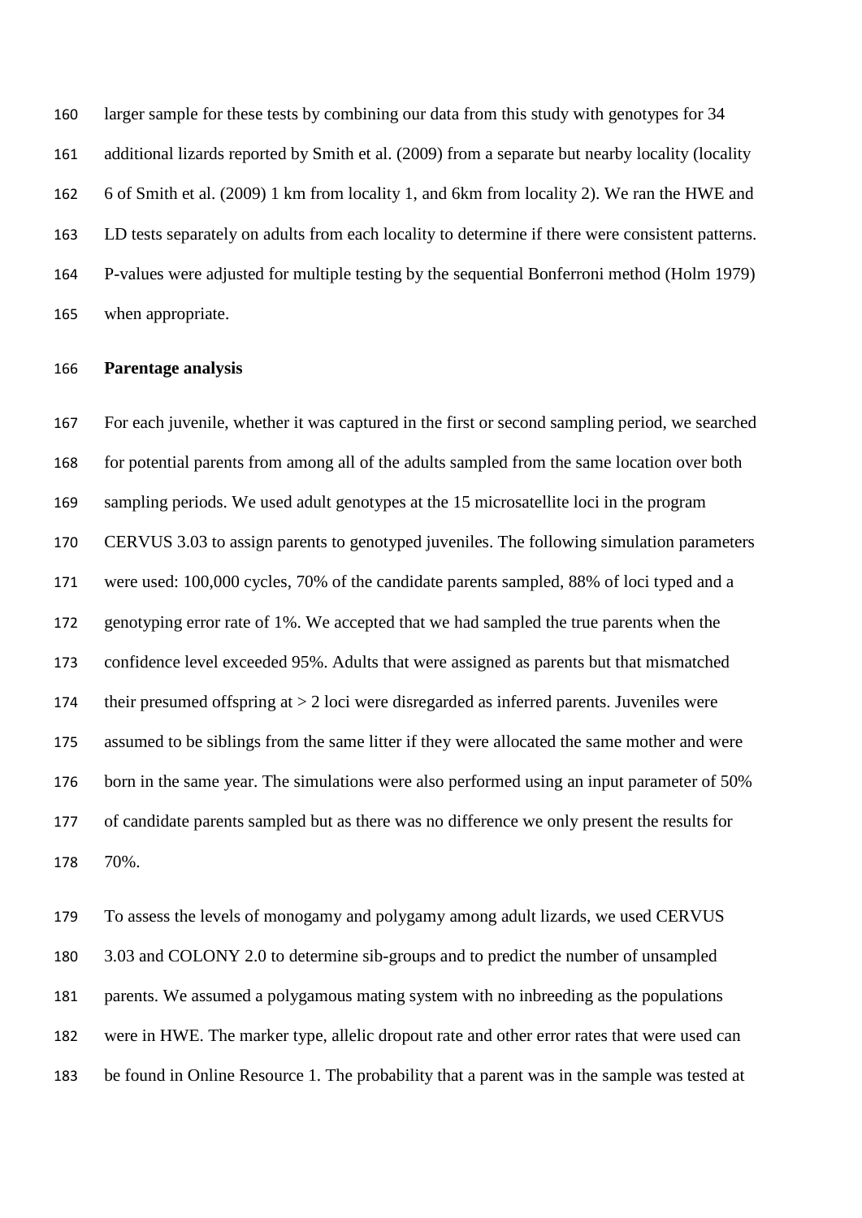larger sample for these tests by combining our data from this study with genotypes for 34 additional lizards reported by Smith et al. (2009) from a separate but nearby locality (locality 6 of Smith et al. (2009) 1 km from locality 1, and 6km from locality 2). We ran the HWE and LD tests separately on adults from each locality to determine if there were consistent patterns. P-values were adjusted for multiple testing by the sequential Bonferroni method (Holm 1979) when appropriate.

**Parentage analysis**

For each juvenile, whether it was captured in the first or second sampling period, we searched for potential parents from among all of the adults sampled from the same location over both sampling periods. We used adult genotypes at the 15 microsatellite loci in the program CERVUS 3.03 to assign parents to genotyped juveniles. The following simulation parameters were used: 100,000 cycles, 70% of the candidate parents sampled, 88% of loci typed and a genotyping error rate of 1%. We accepted that we had sampled the true parents when the confidence level exceeded 95%. Adults that were assigned as parents but that mismatched their presumed offspring at > 2 loci were disregarded as inferred parents. Juveniles were assumed to be siblings from the same litter if they were allocated the same mother and were born in the same year. The simulations were also performed using an input parameter of 50% of candidate parents sampled but as there was no difference we only present the results for 70%.

To assess the levels of monogamy and polygamy among adult lizards, we used CERVUS 3.03 and COLONY 2.0 to determine sib-groups and to predict the number of unsampled parents. We assumed a polygamous mating system with no inbreeding as the populations were in HWE. The marker type, allelic dropout rate and other error rates that were used can be found in Online Resource 1. The probability that a parent was in the sample was tested at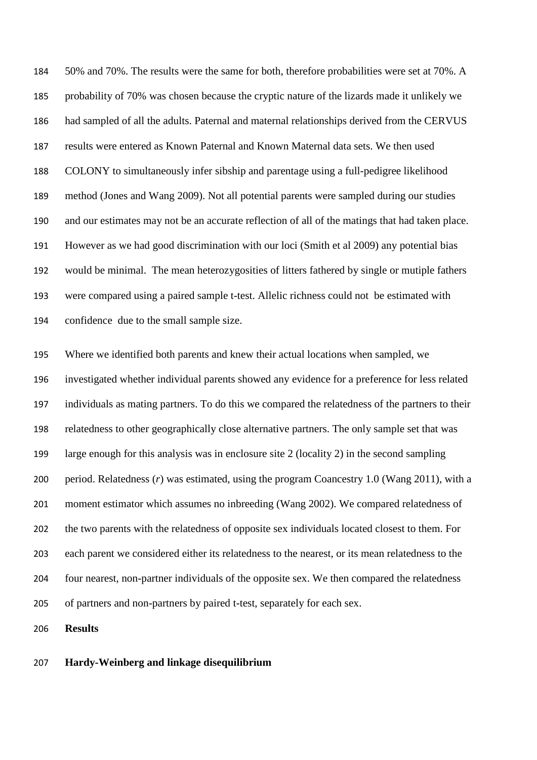50% and 70%. The results were the same for both, therefore probabilities were set at 70%. A probability of 70% was chosen because the cryptic nature of the lizards made it unlikely we had sampled of all the adults. Paternal and maternal relationships derived from the CERVUS results were entered as Known Paternal and Known Maternal data sets. We then used COLONY to simultaneously infer sibship and parentage using a full-pedigree likelihood method (Jones and Wang 2009). Not all potential parents were sampled during our studies and our estimates may not be an accurate reflection of all of the matings that had taken place. However as we had good discrimination with our loci (Smith et al 2009) any potential bias would be minimal. The mean heterozygosities of litters fathered by single or mutiple fathers were compared using a paired sample t-test. Allelic richness could not be estimated with confidence due to the small sample size.

Where we identified both parents and knew their actual locations when sampled, we investigated whether individual parents showed any evidence for a preference for less related individuals as mating partners. To do this we compared the relatedness of the partners to their relatedness to other geographically close alternative partners. The only sample set that was large enough for this analysis was in enclosure site 2 (locality 2) in the second sampling period. Relatedness ($r$) was estimated, using the program Coancestry 1.0 (Wang 2011), with a moment estimator which assumes no inbreeding (Wang 2002). We compared relatedness of the two parents with the relatedness of opposite sex individuals located closest to them. For each parent we considered either its relatedness to the nearest, or its mean relatedness to the four nearest, non-partner individuals of the opposite sex. We then compared the relatedness of partners and non-partners by paired t-test, separately for each sex.

## Results

### Hardy-Weinberg and linkage disequilibrium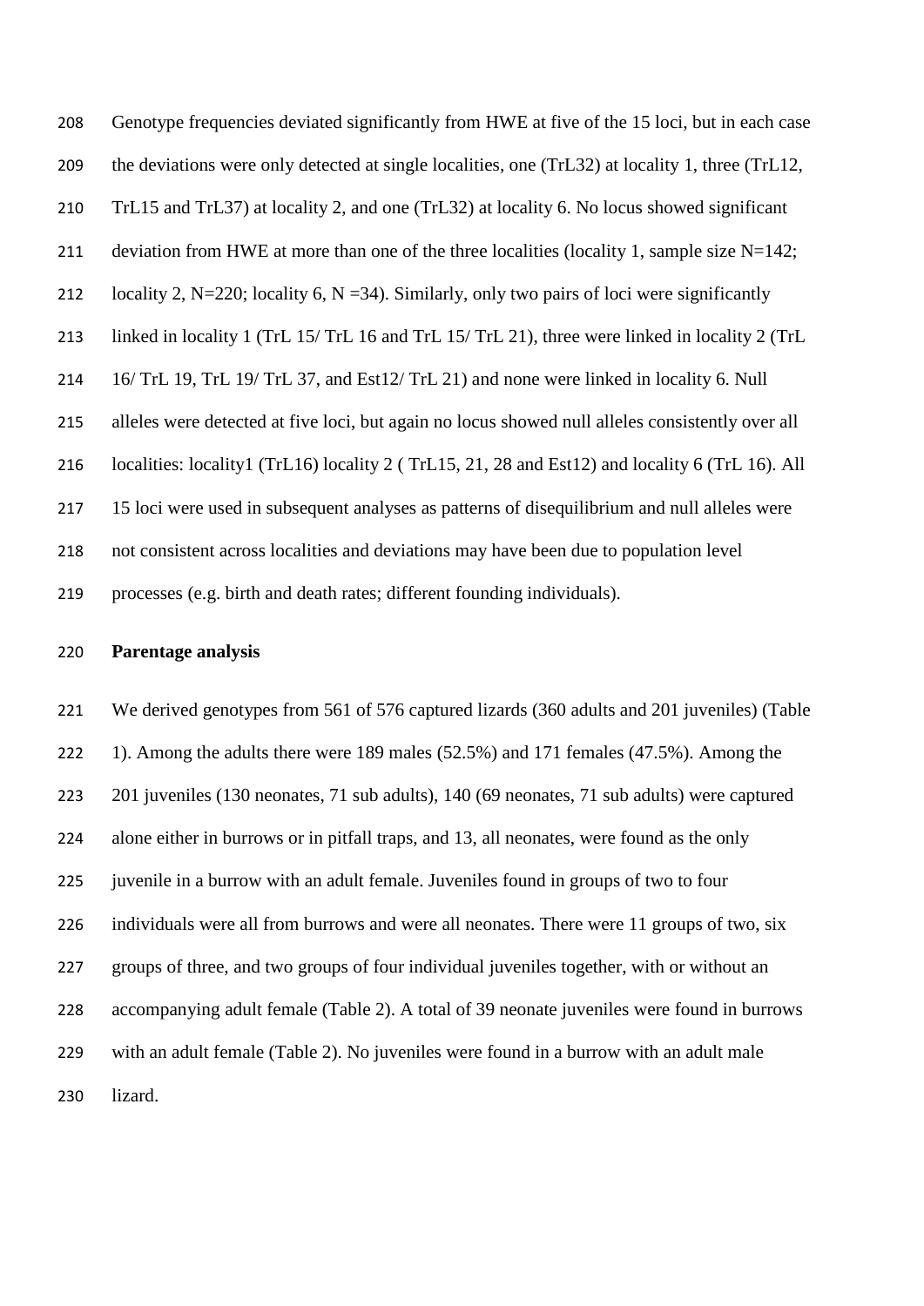Genotype frequencies deviated significantly from HWE at five of the 15 loci, but in each case the deviations were only detected at single localities, one (TrL32) at locality 1, three (TrL12, TrL15 and TrL37) at locality 2, and one (TrL32) at locality 6. No locus showed significant deviation from HWE at more than one of the three localities (locality 1, sample size N=142; locality 2, N=220; locality 6, N =34). Similarly, only two pairs of loci were significantly linked in locality 1 (TrL 15/ TrL 16 and TrL 15/ TrL 21), three were linked in locality 2 (TrL 16/ TrL 19, TrL 19/ TrL 37, and Est12/ TrL 21) and none were linked in locality 6. Null alleles were detected at five loci, but again no locus showed null alleles consistently over all localities: locality1 (TrL16) locality 2 ( TrL15, 21, 28 and Est12) and locality 6 (TrL 16). All 15 loci were used in subsequent analyses as patterns of disequilibrium and null alleles were not consistent across localities and deviations may have been due to population level processes (e.g. birth and death rates; different founding individuals).

**Parentage analysis**

We derived genotypes from 561 of 576 captured lizards (360 adults and 201 juveniles) (Table 1). Among the adults there were 189 males (52.5%) and 171 females (47.5%). Among the 201 juveniles (130 neonates, 71 sub adults), 140 (69 neonates, 71 sub adults) were captured alone either in burrows or in pitfall traps, and 13, all neonates, were found as the only juvenile in a burrow with an adult female. Juveniles found in groups of two to four individuals were all from burrows and were all neonates. There were 11 groups of two, six groups of three, and two groups of four individual juveniles together, with or without an accompanying adult female (Table 2). A total of 39 neonate juveniles were found in burrows with an adult female (Table 2). No juveniles were found in a burrow with an adult male lizard.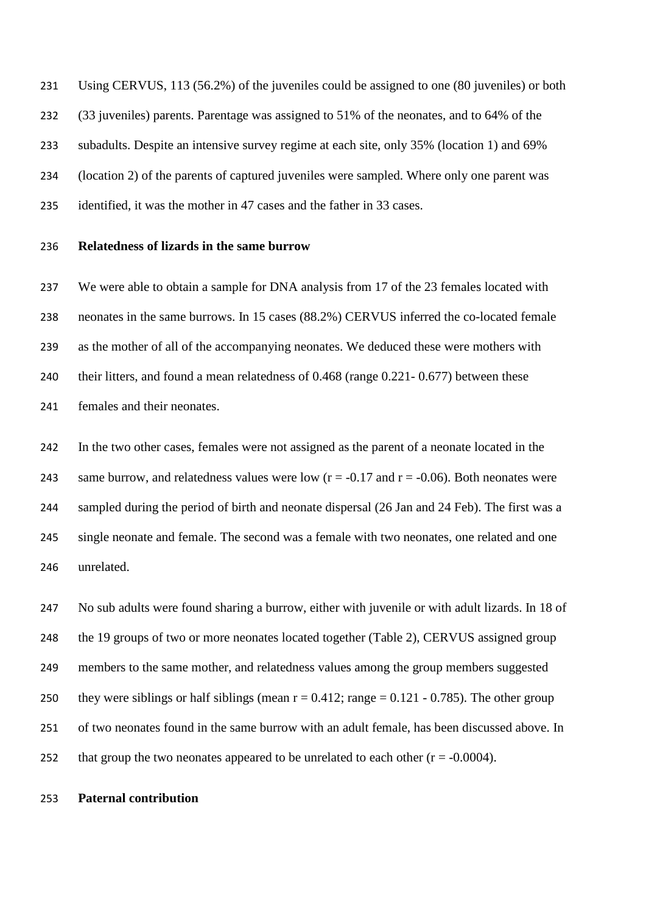Using CERVUS, 113 (56.2%) of the juveniles could be assigned to one (80 juveniles) or both (33 juveniles) parents. Parentage was assigned to 51% of the neonates, and to 64% of the subadults. Despite an intensive survey regime at each site, only 35% (location 1) and 69% (location 2) of the parents of captured juveniles were sampled. Where only one parent was identified, it was the mother in 47 cases and the father in 33 cases.

**Relatedness of lizards in the same burrow**

We were able to obtain a sample for DNA analysis from 17 of the 23 females located with neonates in the same burrows. In 15 cases (88.2%) CERVUS inferred the co-located female as the mother of all of the accompanying neonates. We deduced these were mothers with their litters, and found a mean relatedness of 0.468 (range 0.221- 0.677) between these females and their neonates.

In the two other cases, females were not assigned as the parent of a neonate located in the same burrow, and relatedness values were low ($r = -0.17$ and $r = -0.06$). Both neonates were sampled during the period of birth and neonate dispersal (26 Jan and 24 Feb). The first was a single neonate and female. The second was a female with two neonates, one related and one unrelated.

No sub adults were found sharing a burrow, either with juvenile or with adult lizards. In 18 of the 19 groups of two or more neonates located together (Table 2), CERVUS assigned group members to the same mother, and relatedness values among the group members suggested they were siblings or half siblings (mean $r = 0.412$; range = 0.121 - 0.785). The other group of two neonates found in the same burrow with an adult female, has been discussed above. In that group the two neonates appeared to be unrelated to each other ($r = -0.0004$).

**Paternal contribution**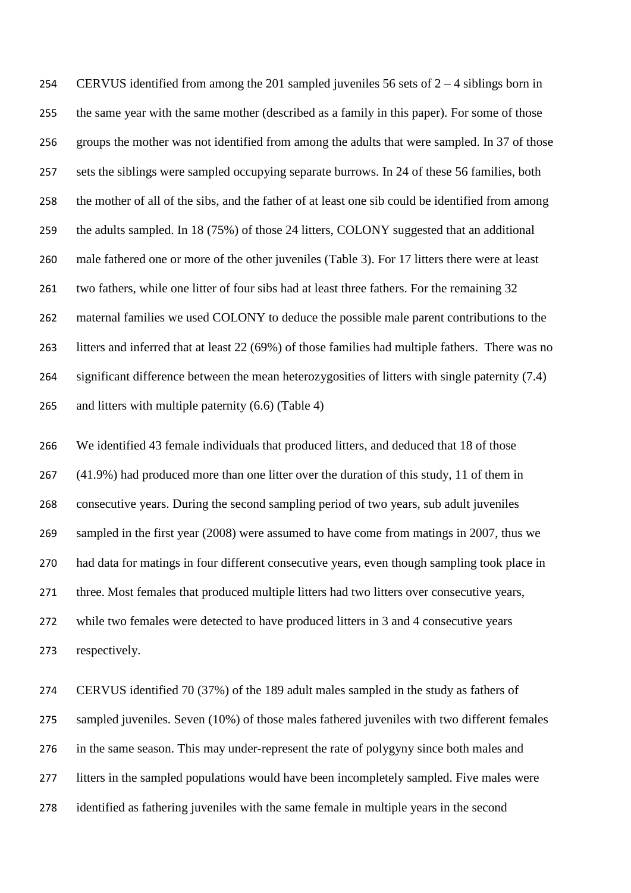CERVUS identified from among the 201 sampled juveniles 56 sets of 2 – 4 siblings born in the same year with the same mother (described as a family in this paper). For some of those groups the mother was not identified from among the adults that were sampled. In 37 of those sets the siblings were sampled occupying separate burrows. In 24 of these 56 families, both the mother of all of the sibs, and the father of at least one sib could be identified from among the adults sampled. In 18 (75%) of those 24 litters, COLONY suggested that an additional male fathered one or more of the other juveniles (Table 3). For 17 litters there were at least two fathers, while one litter of four sibs had at least three fathers. For the remaining 32 maternal families we used COLONY to deduce the possible male parent contributions to the litters and inferred that at least 22 (69%) of those families had multiple fathers. There was no significant difference between the mean heterozygosities of litters with single paternity (7.4) and litters with multiple paternity (6.6) (Table 4)

We identified 43 female individuals that produced litters, and deduced that 18 of those (41.9%) had produced more than one litter over the duration of this study, 11 of them in consecutive years. During the second sampling period of two years, sub adult juveniles sampled in the first year (2008) were assumed to have come from matings in 2007, thus we had data for matings in four different consecutive years, even though sampling took place in three. Most females that produced multiple litters had two litters over consecutive years, while two females were detected to have produced litters in 3 and 4 consecutive years respectively.

CERVUS identified 70 (37%) of the 189 adult males sampled in the study as fathers of sampled juveniles. Seven (10%) of those males fathered juveniles with two different females in the same season. This may under-represent the rate of polygyny since both males and litters in the sampled populations would have been incompletely sampled. Five males were identified as fathering juveniles with the same female in multiple years in the second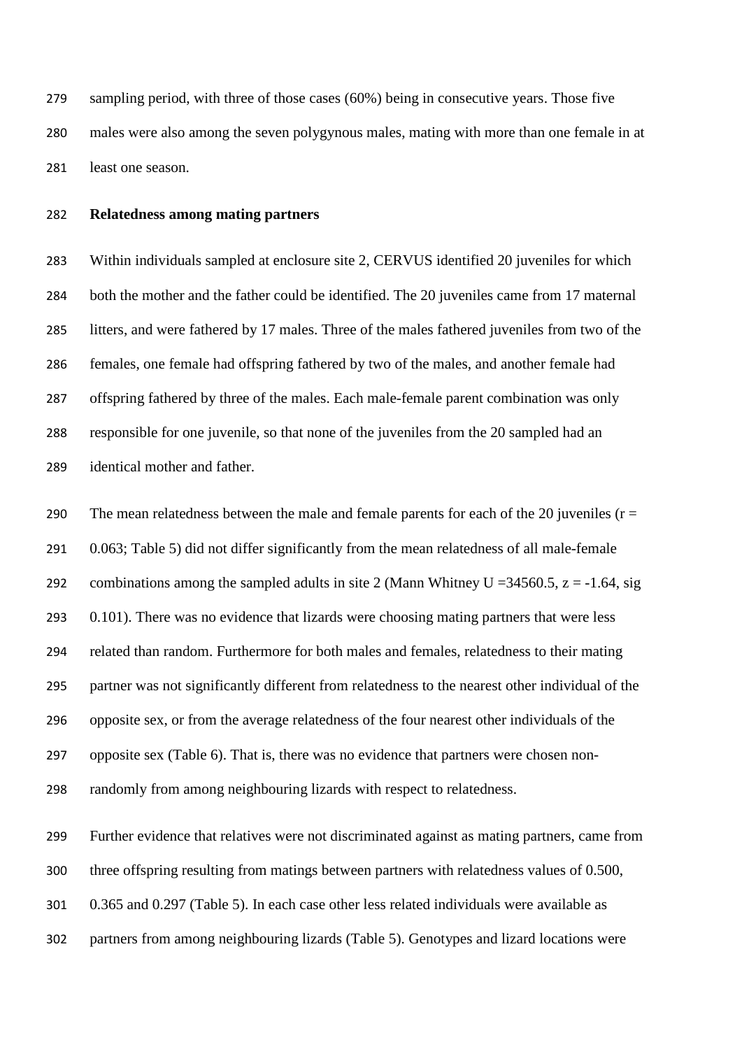sampling period, with three of those cases (60%) being in consecutive years. Those five males were also among the seven polygynous males, mating with more than one female in at least one season.

**Relatedness among mating partners**

Within individuals sampled at enclosure site 2, CERVUS identified 20 juveniles for which both the mother and the father could be identified. The 20 juveniles came from 17 maternal litters, and were fathered by 17 males. Three of the males fathered juveniles from two of the females, one female had offspring fathered by two of the males, and another female had offspring fathered by three of the males. Each male-female parent combination was only responsible for one juvenile, so that none of the juveniles from the 20 sampled had an identical mother and father.

The mean relatedness between the male and female parents for each of the 20 juveniles ($r = 0.063$; Table 5) did not differ significantly from the mean relatedness of all male-female combinations among the sampled adults in site 2 (Mann Whitney $U = 34560.5$, $z = -1.64$, sig 0.101). There was no evidence that lizards were choosing mating partners that were less related than random. Furthermore for both males and females, relatedness to their mating partner was not significantly different from relatedness to the nearest other individual of the opposite sex, or from the average relatedness of the four nearest other individuals of the opposite sex (Table 6). That is, there was no evidence that partners were chosen non-randomly from among neighbouring lizards with respect to relatedness.

Further evidence that relatives were not discriminated against as mating partners, came from three offspring resulting from matings between partners with relatedness values of 0.500, 0.365 and 0.297 (Table 5). In each case other less related individuals were available as partners from among neighbouring lizards (Table 5). Genotypes and lizard locations were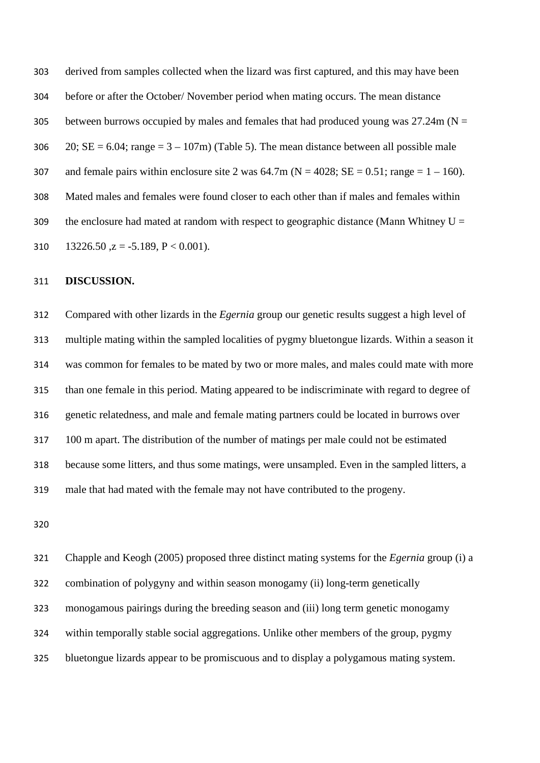derived from samples collected when the lizard was first captured, and this may have been before or after the October/ November period when mating occurs. The mean distance between burrows occupied by males and females that had produced young was 27.24m ($N = 20$; $SE = 6.04$; range = 3 – 107m) (Table 5). The mean distance between all possible male and female pairs within enclosure site 2 was 64.7m ($N = 4028$; $SE = 0.51$; range = 1 – 160). Mated males and females were found closer to each other than if males and females within the enclosure had mated at random with respect to geographic distance (Mann Whitney $U = 13226.50$ ,$z = -5.189$, $P < 0.001$).

## DISCUSSION.

Compared with other lizards in the *Egernia* group our genetic results suggest a high level of multiple mating within the sampled localities of pygmy bluetongue lizards. Within a season it was common for females to be mated by two or more males, and males could mate with more than one female in this period. Mating appeared to be indiscriminate with regard to degree of genetic relatedness, and male and female mating partners could be located in burrows over 100 m apart. The distribution of the number of matings per male could not be estimated because some litters, and thus some matings, were unsampled. Even in the sampled litters, a male that had mated with the female may not have contributed to the progeny.

Chapple and Keogh (2005) proposed three distinct mating systems for the *Egernia* group (i) a combination of polygyny and within season monogamy (ii) long-term genetically monogamous pairings during the breeding season and (iii) long term genetic monogamy within temporally stable social aggregations. Unlike other members of the group, pygmy bluetongue lizards appear to be promiscuous and to display a polygamous mating system.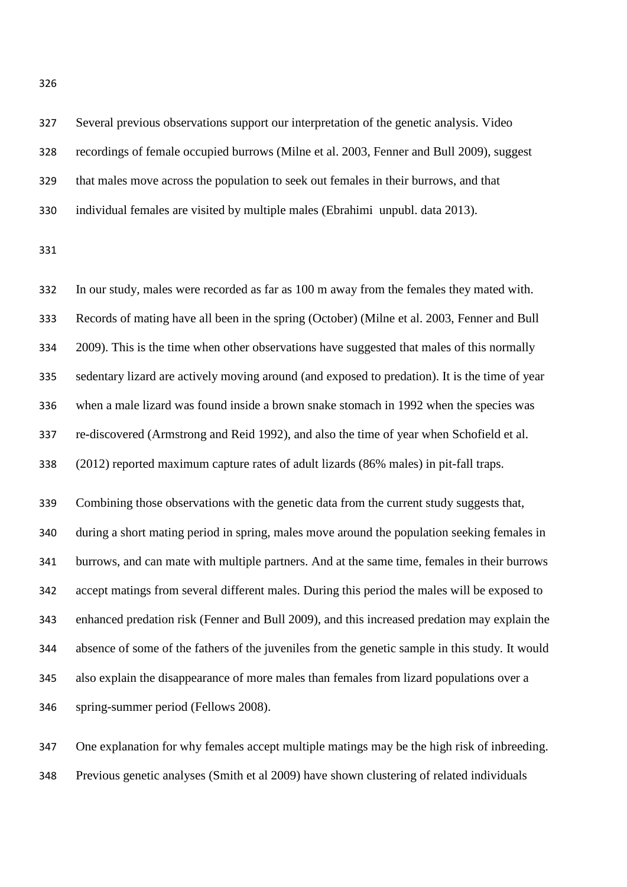Several previous observations support our interpretation of the genetic analysis. Video recordings of female occupied burrows (Milne et al. 2003, Fenner and Bull 2009), suggest that males move across the population to seek out females in their burrows, and that individual females are visited by multiple males (Ebrahimi unpubl. data 2013).

In our study, males were recorded as far as 100 m away from the females they mated with. Records of mating have all been in the spring (October) (Milne et al. 2003, Fenner and Bull 2009). This is the time when other observations have suggested that males of this normally sedentary lizard are actively moving around (and exposed to predation). It is the time of year when a male lizard was found inside a brown snake stomach in 1992 when the species was re-discovered (Armstrong and Reid 1992), and also the time of year when Schofield et al. (2012) reported maximum capture rates of adult lizards (86% males) in pit-fall traps.

Combining those observations with the genetic data from the current study suggests that, during a short mating period in spring, males move around the population seeking females in burrows, and can mate with multiple partners. And at the same time, females in their burrows accept matings from several different males. During this period the males will be exposed to enhanced predation risk (Fenner and Bull 2009), and this increased predation may explain the absence of some of the fathers of the juveniles from the genetic sample in this study. It would also explain the disappearance of more males than females from lizard populations over a spring-summer period (Fellows 2008).

One explanation for why females accept multiple matings may be the high risk of inbreeding. Previous genetic analyses (Smith et al 2009) have shown clustering of related individuals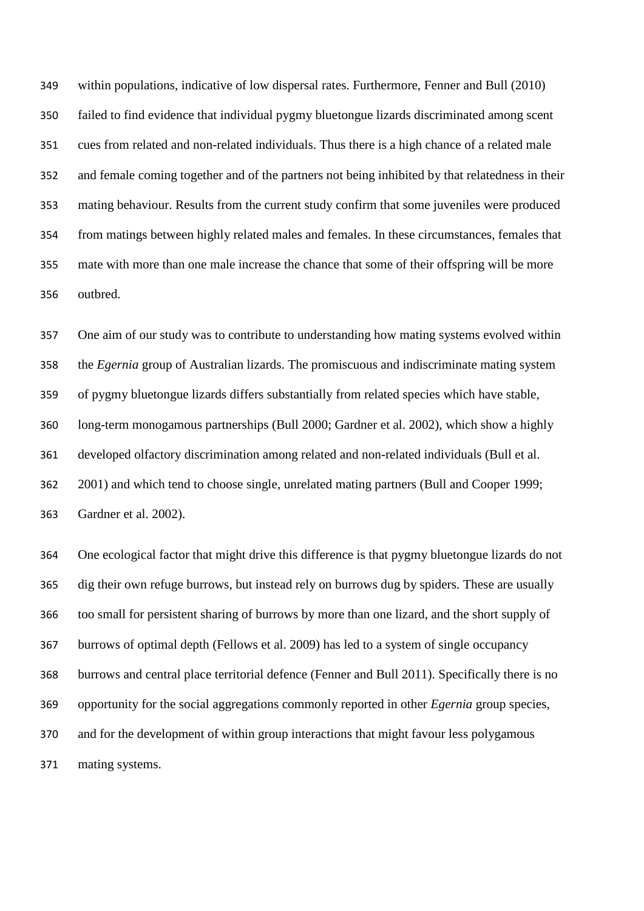within populations, indicative of low dispersal rates. Furthermore, Fenner and Bull (2010) failed to find evidence that individual pygmy bluetongue lizards discriminated among scent cues from related and non-related individuals. Thus there is a high chance of a related male and female coming together and of the partners not being inhibited by that relatedness in their mating behaviour. Results from the current study confirm that some juveniles were produced from matings between highly related males and females. In these circumstances, females that mate with more than one male increase the chance that some of their offspring will be more outbred.

One aim of our study was to contribute to understanding how mating systems evolved within the *Egernia* group of Australian lizards. The promiscuous and indiscriminate mating system of pygmy bluetongue lizards differs substantially from related species which have stable, long-term monogamous partnerships (Bull 2000; Gardner et al. 2002), which show a highly developed olfactory discrimination among related and non-related individuals (Bull et al. 2001) and which tend to choose single, unrelated mating partners (Bull and Cooper 1999; Gardner et al. 2002).

One ecological factor that might drive this difference is that pygmy bluetongue lizards do not dig their own refuge burrows, but instead rely on burrows dug by spiders. These are usually too small for persistent sharing of burrows by more than one lizard, and the short supply of burrows of optimal depth (Fellows et al. 2009) has led to a system of single occupancy burrows and central place territorial defence (Fenner and Bull 2011). Specifically there is no opportunity for the social aggregations commonly reported in other *Egernia* group species, and for the development of within group interactions that might favour less polygamous mating systems.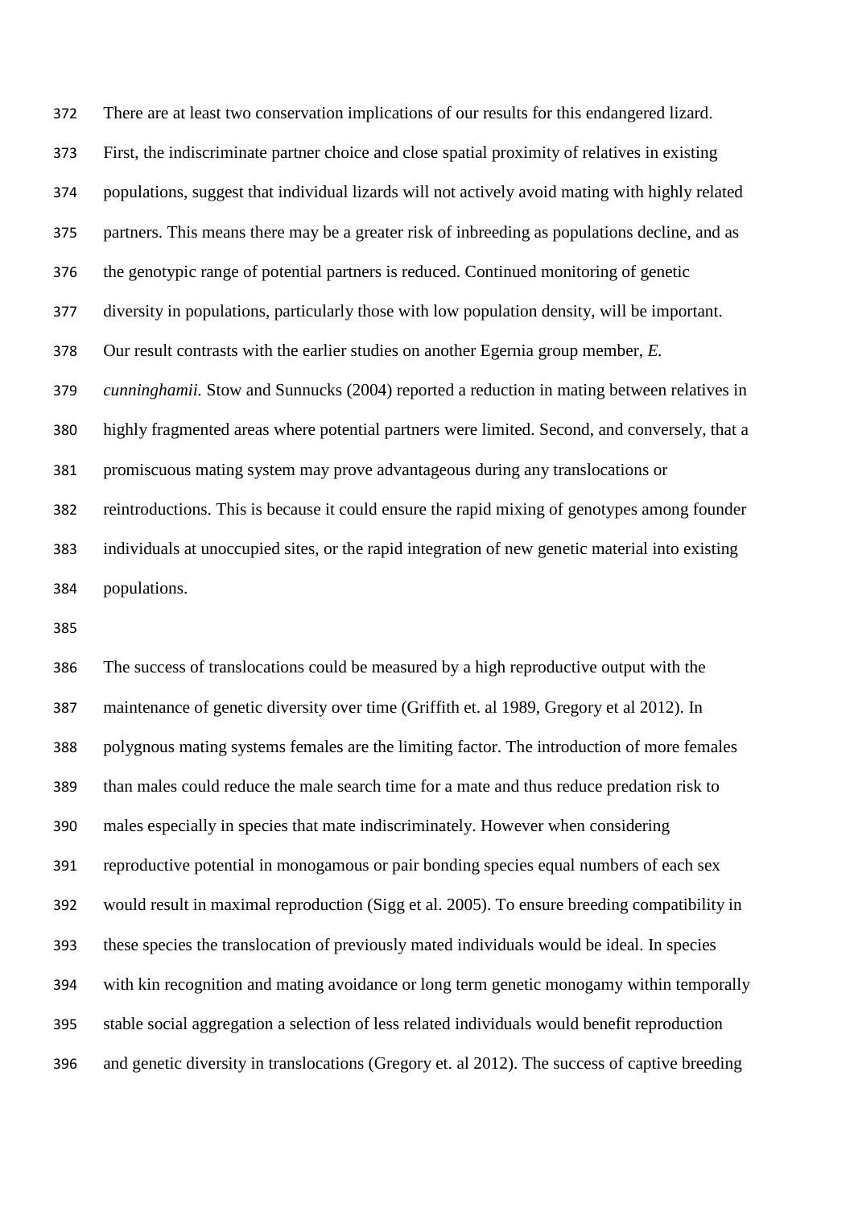There are at least two conservation implications of our results for this endangered lizard. First, the indiscriminate partner choice and close spatial proximity of relatives in existing populations, suggest that individual lizards will not actively avoid mating with highly related partners. This means there may be a greater risk of inbreeding as populations decline, and as the genotypic range of potential partners is reduced. Continued monitoring of genetic diversity in populations, particularly those with low population density, will be important. Our result contrasts with the earlier studies on another Egernia group member, *E. cunninghamii.* Stow and Sunnucks (2004) reported a reduction in mating between relatives in highly fragmented areas where potential partners were limited. Second, and conversely, that a promiscuous mating system may prove advantageous during any translocations or reintroductions. This is because it could ensure the rapid mixing of genotypes among founder individuals at unoccupied sites, or the rapid integration of new genetic material into existing populations.

The success of translocations could be measured by a high reproductive output with the maintenance of genetic diversity over time (Griffith et. al 1989, Gregory et al 2012). In polygnous mating systems females are the limiting factor. The introduction of more females than males could reduce the male search time for a mate and thus reduce predation risk to males especially in species that mate indiscriminately. However when considering reproductive potential in monogamous or pair bonding species equal numbers of each sex would result in maximal reproduction (Sigg et al. 2005). To ensure breeding compatibility in these species the translocation of previously mated individuals would be ideal. In species with kin recognition and mating avoidance or long term genetic monogamy within temporally stable social aggregation a selection of less related individuals would benefit reproduction and genetic diversity in translocations (Gregory et. al 2012). The success of captive breeding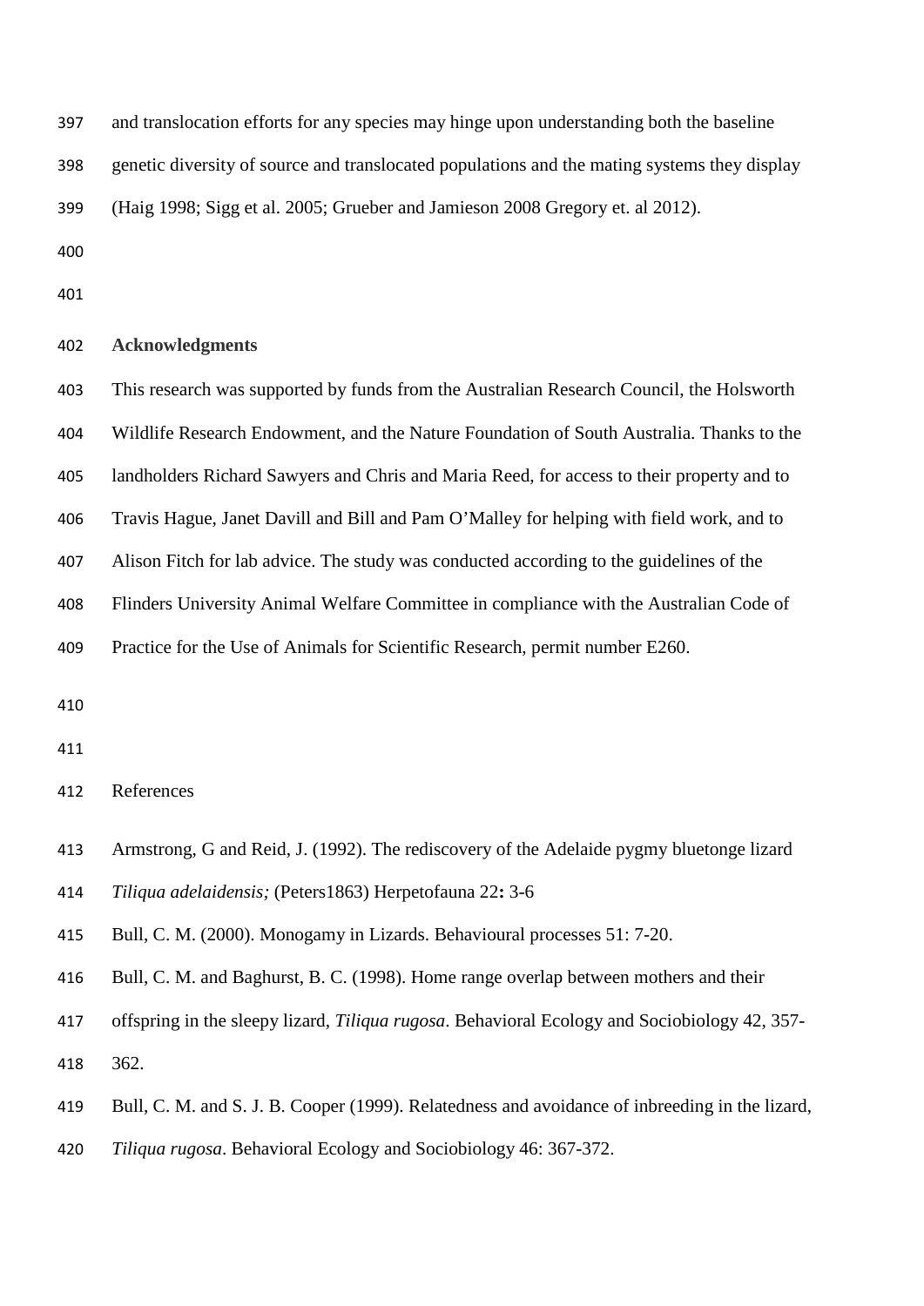and translocation efforts for any species may hinge upon understanding both the baseline genetic diversity of source and translocated populations and the mating systems they display (Haig 1998; Sigg et al. 2005; Grueber and Jamieson 2008 Gregory et. al 2012).

## Acknowledgments

This research was supported by funds from the Australian Research Council, the Holsworth Wildlife Research Endowment, and the Nature Foundation of South Australia. Thanks to the landholders Richard Sawyers and Chris and Maria Reed, for access to their property and to Travis Hague, Janet Davill and Bill and Pam O'Malley for helping with field work, and to Alison Fitch for lab advice. The study was conducted according to the guidelines of the Flinders University Animal Welfare Committee in compliance with the Australian Code of Practice for the Use of Animals for Scientific Research, permit number E260.

## References

Armstrong, G and Reid, J. (1992). The rediscovery of the Adelaide pygmy bluetonge lizard *Tiliqua adelaidensis;* (Peters1863) Herpetofauna 22**:** 3-6

Bull, C. M. (2000). Monogamy in Lizards. Behavioural processes 51: 7-20.

Bull, C. M. and Baghurst, B. C. (1998). Home range overlap between mothers and their offspring in the sleepy lizard, *Tiliqua rugosa*. Behavioral Ecology and Sociobiology 42, 357-362.

Bull, C. M. and S. J. B. Cooper (1999). Relatedness and avoidance of inbreeding in the lizard, *Tiliqua rugosa*. Behavioral Ecology and Sociobiology 46: 367-372.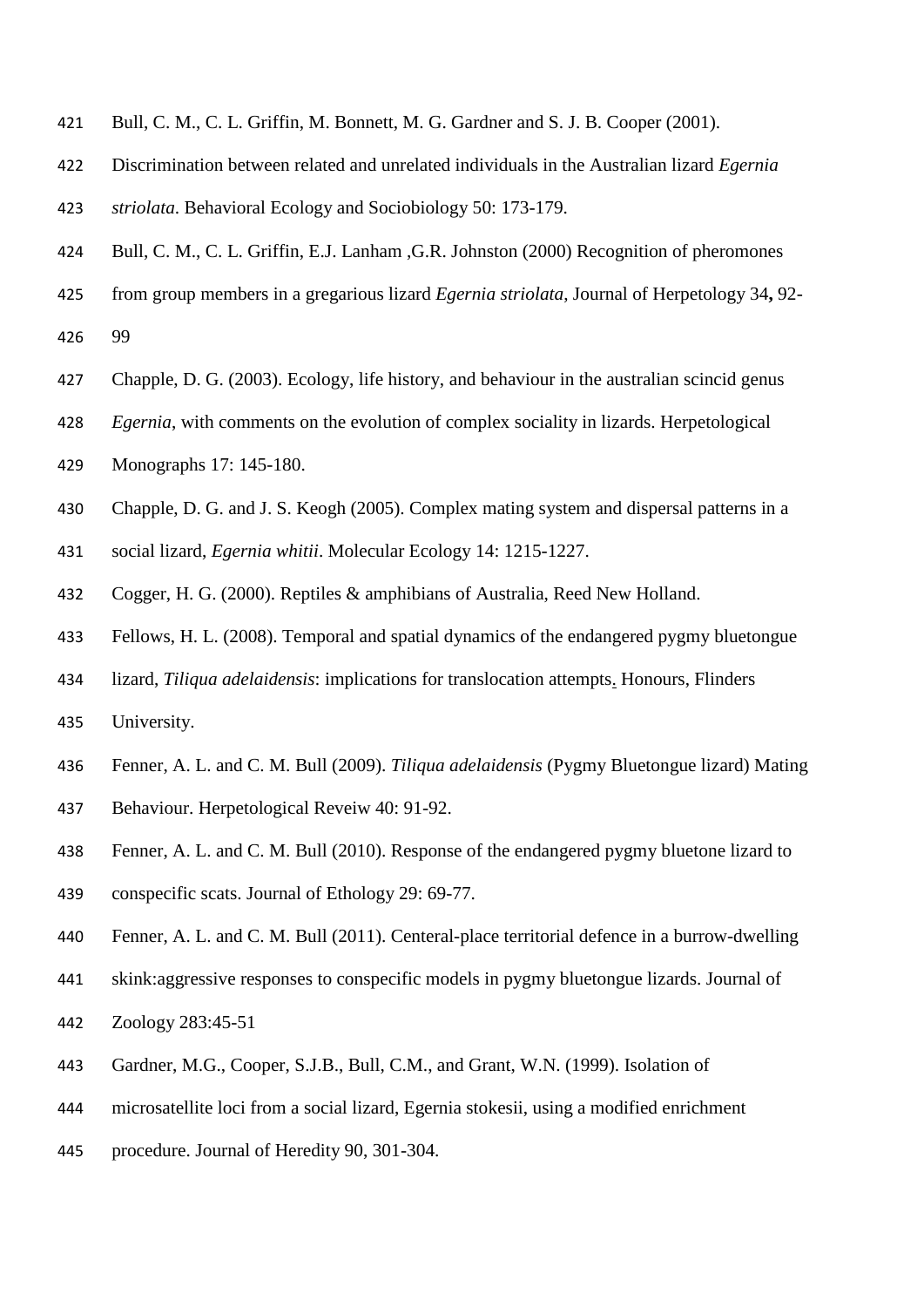Bull, C. M., C. L. Griffin, M. Bonnett, M. G. Gardner and S. J. B. Cooper (2001). Discrimination between related and unrelated individuals in the Australian lizard *Egernia striolata*. Behavioral Ecology and Sociobiology 50: 173-179.

Bull, C. M., C. L. Griffin, E.J. Lanham ,G.R. Johnston (2000) Recognition of pheromones from group members in a gregarious lizard *Egernia striolata*, Journal of Herpetology 34**,** 92-99

Chapple, D. G. (2003). Ecology, life history, and behaviour in the australian scincid genus *Egernia*, with comments on the evolution of complex sociality in lizards. Herpetological Monographs 17: 145-180.

Chapple, D. G. and J. S. Keogh (2005). Complex mating system and dispersal patterns in a social lizard, *Egernia whitii*. Molecular Ecology 14: 1215-1227.

Cogger, H. G. (2000). Reptiles & amphibians of Australia, Reed New Holland.

Fellows, H. L. (2008). Temporal and spatial dynamics of the endangered pygmy bluetongue lizard, *Tiliqua adelaidensis*: implications for translocation attempts. Honours, Flinders University.

Fenner, A. L. and C. M. Bull (2009). *Tiliqua adelaidensis* (Pygmy Bluetongue lizard) Mating Behaviour. Herpetological Reveiw 40: 91-92.

Fenner, A. L. and C. M. Bull (2010). Response of the endangered pygmy bluetone lizard to conspecific scats. Journal of Ethology 29: 69-77.

Fenner, A. L. and C. M. Bull (2011). Centeral-place territorial defence in a burrow-dwelling skink:aggressive responses to conspecific models in pygmy bluetongue lizards. Journal of Zoology 283:45-51

Gardner, M.G., Cooper, S.J.B., Bull, C.M., and Grant, W.N. (1999). Isolation of microsatellite loci from a social lizard, Egernia stokesii, using a modified enrichment procedure. Journal of Heredity 90, 301-304.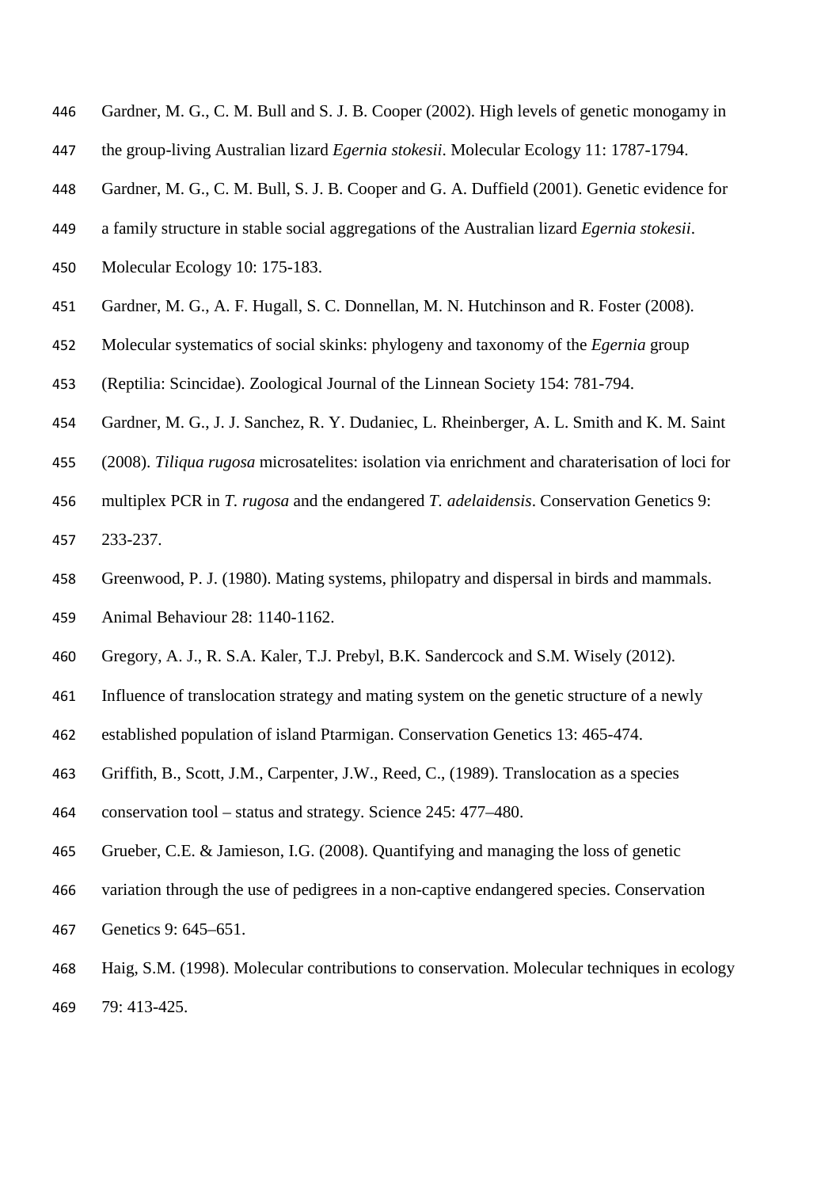Gardner, M. G., C. M. Bull and S. J. B. Cooper (2002). High levels of genetic monogamy in the group-living Australian lizard *Egernia stokesii*. Molecular Ecology 11: 1787-1794.

Gardner, M. G., C. M. Bull, S. J. B. Cooper and G. A. Duffield (2001). Genetic evidence for a family structure in stable social aggregations of the Australian lizard *Egernia stokesii*. Molecular Ecology 10: 175-183.

Gardner, M. G., A. F. Hugall, S. C. Donnellan, M. N. Hutchinson and R. Foster (2008). Molecular systematics of social skinks: phylogeny and taxonomy of the *Egernia* group (Reptilia: Scincidae). Zoological Journal of the Linnean Society 154: 781-794.

Gardner, M. G., J. J. Sanchez, R. Y. Dudaniec, L. Rheinberger, A. L. Smith and K. M. Saint (2008). *Tiliqua rugosa* microsatelites: isolation via enrichment and charaterisation of loci for multiplex PCR in *T. rugosa* and the endangered *T. adelaidensis*. Conservation Genetics 9: 233-237.

Greenwood, P. J. (1980). Mating systems, philopatry and dispersal in birds and mammals. Animal Behaviour 28: 1140-1162.

Gregory, A. J., R. S.A. Kaler, T.J. Prebyl, B.K. Sandercock and S.M. Wisely (2012). Influence of translocation strategy and mating system on the genetic structure of a newly established population of island Ptarmigan. Conservation Genetics 13: 465-474.

Griffith, B., Scott, J.M., Carpenter, J.W., Reed, C., (1989). Translocation as a species conservation tool – status and strategy. Science 245: 477–480.

Grueber, C.E. & Jamieson, I.G. (2008). Quantifying and managing the loss of genetic variation through the use of pedigrees in a non-captive endangered species. Conservation Genetics 9: 645–651.

Haig, S.M. (1998). Molecular contributions to conservation. Molecular techniques in ecology 79: 413-425.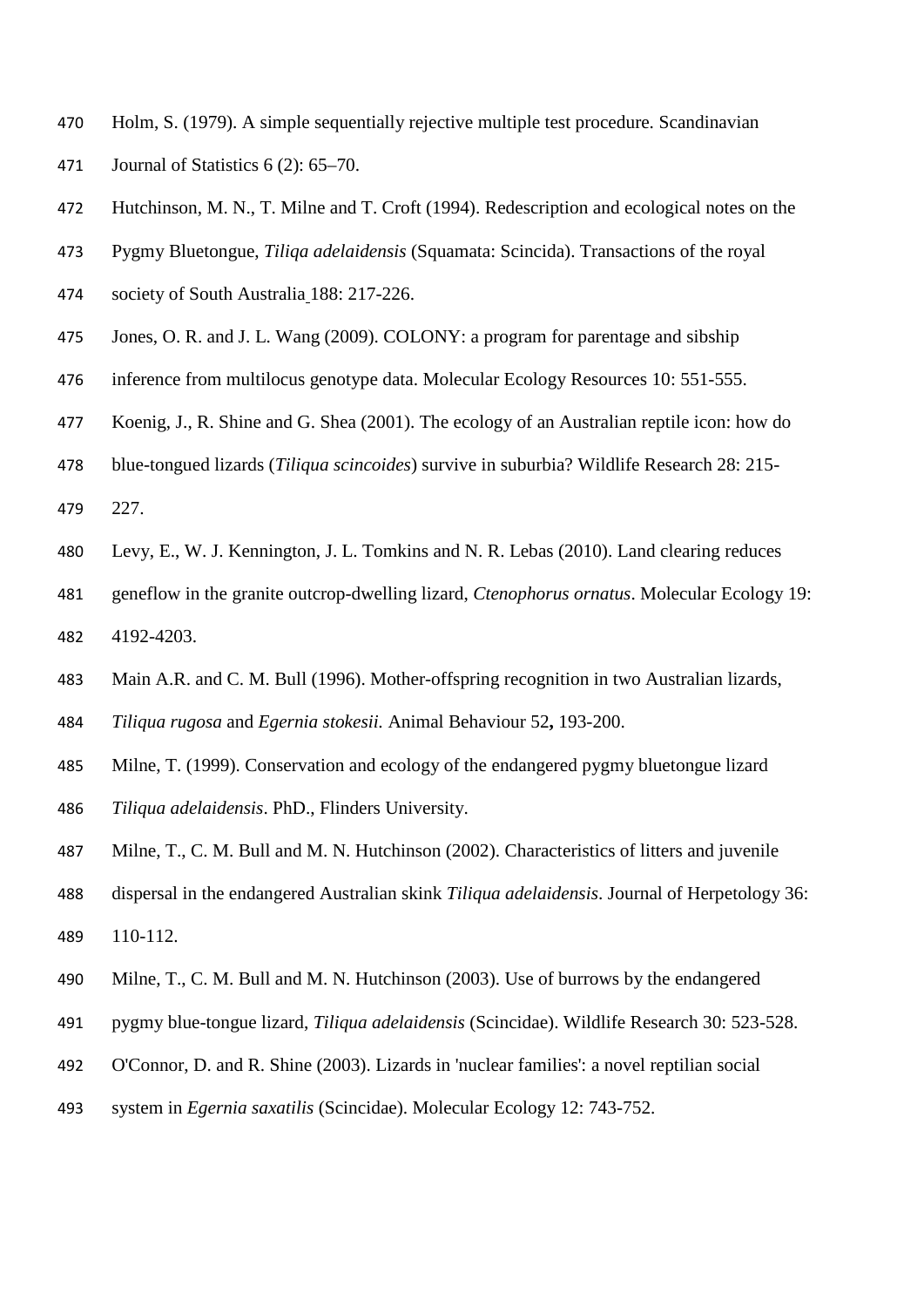Holm, S. (1979). A simple sequentially rejective multiple test procedure. Scandinavian Journal of Statistics 6 (2): 65–70.

Hutchinson, M. N., T. Milne and T. Croft (1994). Redescription and ecological notes on the Pygmy Bluetongue, *Tiliqa adelaidensis* (Squamata: Scincida). Transactions of the royal society of South Australia 188: 217-226.

Jones, O. R. and J. L. Wang (2009). COLONY: a program for parentage and sibship inference from multilocus genotype data. Molecular Ecology Resources 10: 551-555.

Koenig, J., R. Shine and G. Shea (2001). The ecology of an Australian reptile icon: how do blue-tongued lizards (*Tiliqua scincoides*) survive in suburbia? Wildlife Research 28: 215-227.

Levy, E., W. J. Kennington, J. L. Tomkins and N. R. Lebas (2010). Land clearing reduces geneflow in the granite outcrop-dwelling lizard, *Ctenophorus ornatus*. Molecular Ecology 19: 4192-4203.

Main A.R. and C. M. Bull (1996). Mother-offspring recognition in two Australian lizards, *Tiliqua rugosa* and *Egernia stokesii.* Animal Behaviour 52**,** 193-200.

Milne, T. (1999). Conservation and ecology of the endangered pygmy bluetongue lizard *Tiliqua adelaidensis*. PhD., Flinders University.

Milne, T., C. M. Bull and M. N. Hutchinson (2002). Characteristics of litters and juvenile dispersal in the endangered Australian skink *Tiliqua adelaidensis*. Journal of Herpetology 36: 110-112.

Milne, T., C. M. Bull and M. N. Hutchinson (2003). Use of burrows by the endangered pygmy blue-tongue lizard, *Tiliqua adelaidensis* (Scincidae). Wildlife Research 30: 523-528.

O'Connor, D. and R. Shine (2003). Lizards in 'nuclear families': a novel reptilian social system in *Egernia saxatilis* (Scincidae). Molecular Ecology 12: 743-752.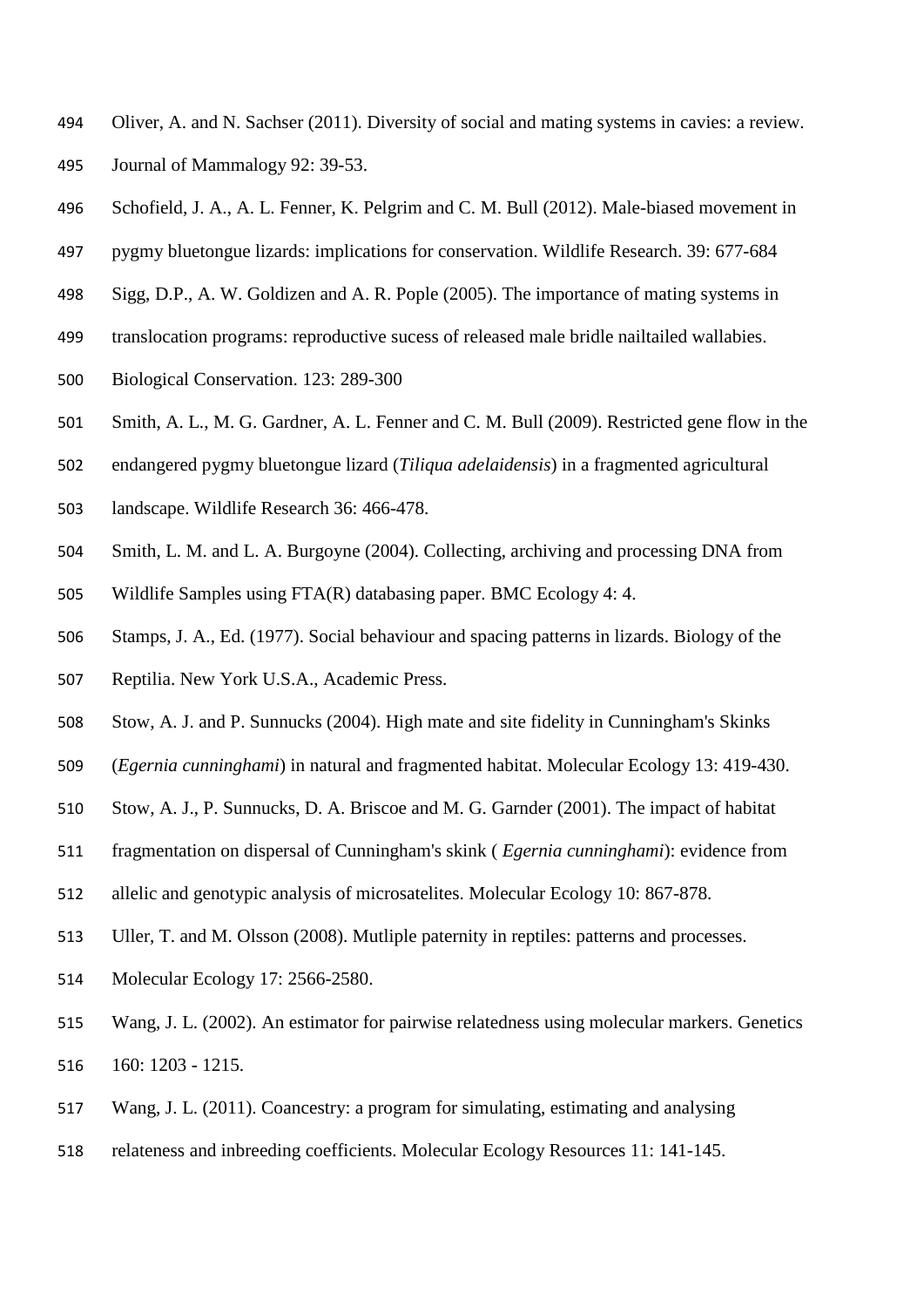Oliver, A. and N. Sachser (2011). Diversity of social and mating systems in cavies: a review. Journal of Mammalogy 92: 39-53.

Schofield, J. A., A. L. Fenner, K. Pelgrim and C. M. Bull (2012). Male-biased movement in pygmy bluetongue lizards: implications for conservation. Wildlife Research. 39: 677-684

Sigg, D.P., A. W. Goldizen and A. R. Pople (2005). The importance of mating systems in translocation programs: reproductive sucess of released male bridle nailtailed wallabies. Biological Conservation. 123: 289-300

Smith, A. L., M. G. Gardner, A. L. Fenner and C. M. Bull (2009). Restricted gene flow in the endangered pygmy bluetongue lizard (*Tiliqua adelaidensis*) in a fragmented agricultural landscape. Wildlife Research 36: 466-478.

Smith, L. M. and L. A. Burgoyne (2004). Collecting, archiving and processing DNA from Wildlife Samples using FTA(R) databasing paper. BMC Ecology 4: 4.

Stamps, J. A., Ed. (1977). Social behaviour and spacing patterns in lizards. Biology of the Reptilia. New York U.S.A., Academic Press.

Stow, A. J. and P. Sunnucks (2004). High mate and site fidelity in Cunningham's Skinks (*Egernia cunninghami*) in natural and fragmented habitat. Molecular Ecology 13: 419-430.

Stow, A. J., P. Sunnucks, D. A. Briscoe and M. G. Garnder (2001). The impact of habitat fragmentation on dispersal of Cunningham's skink ( *Egernia cunninghami*): evidence from allelic and genotypic analysis of microsatelites. Molecular Ecology 10: 867-878.

Uller, T. and M. Olsson (2008). Mutliple paternity in reptiles: patterns and processes. Molecular Ecology 17: 2566-2580.

Wang, J. L. (2002). An estimator for pairwise relatedness using molecular markers. Genetics 160: 1203 - 1215.

Wang, J. L. (2011). Coancestry: a program for simulating, estimating and analysing relateness and inbreeding coefficients. Molecular Ecology Resources 11: 141-145.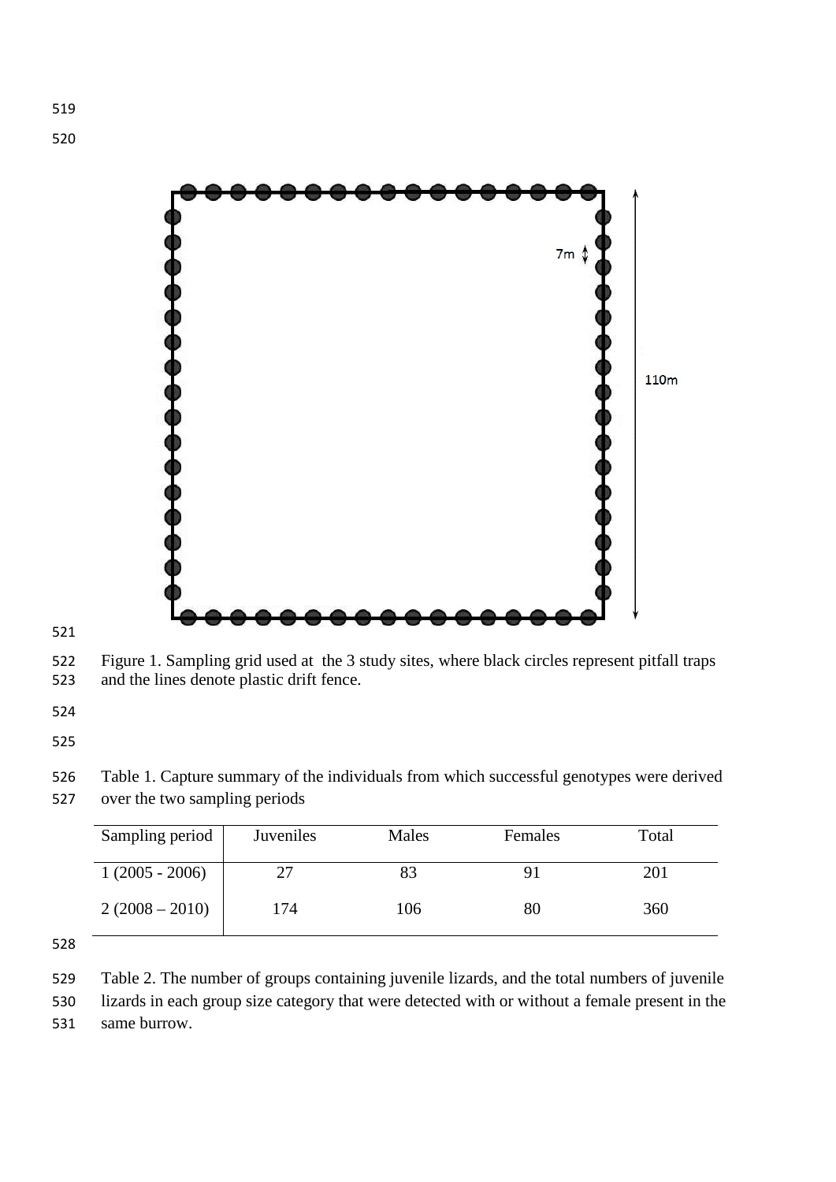Figure 1. Sampling grid used at the 3 study sites, where black circles represent pitfall traps and the lines denote plastic drift fence.

Table 1. Capture summary of the individuals from which successful genotypes were derived over the two sampling periods

| Sampling period | Juveniles | Males | Females | Total |
|---|---|---|---|---|
| 1 (2005 - 2006) | 27 | 83 | 91 | 201 |
| 2 (2008 – 2010) | 174 | 106 | 80 | 360 |

Table 2. The number of groups containing juvenile lizards, and the total numbers of juvenile lizards in each group size category that were detected with or without a female present in the same burrow.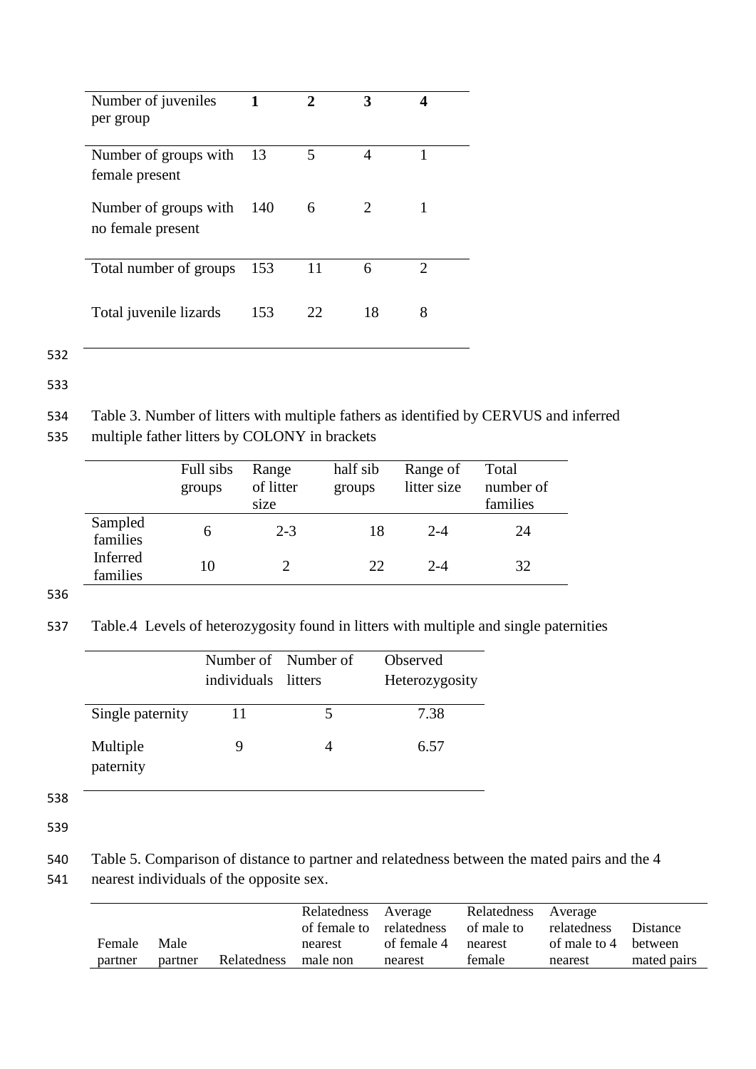| Number of juveniles per group | 1 | 2 | 3 | 4 |
|---|---|---|---|---|
| Number of groups with female present | 13 | 5 | 4 | 1 |
| Number of groups with no female present | 140 | 6 | 2 | 1 |
| Total number of groups | 153 | 11 | 6 | 2 |
| Total juvenile lizards | 153 | 22 | 18 | 8 |

Table 3. Number of litters with multiple fathers as identified by CERVUS and inferred multiple father litters by COLONY in brackets

| | Full sibs groups | Range of litter size | half sib groups | Range of litter size | Total number of families |
|---|---|---|---|---|---|
| Sampled families | 6 | 2-3 | 18 | 2-4 | 24 |
| Inferred families | 10 | 2 | 22 | 2-4 | 32 |

Table.4 Levels of heterozygosity found in litters with multiple and single paternities

| | Number of individuals | Number of litters | Observed Heterozygosity |
|---|---|---|---|
| Single paternity | 11 | 5 | 7.38 |
| Multiple paternity | 9 | 4 | 6.57 |

Table 5. Comparison of distance to partner and relatedness between the mated pairs and the 4 nearest individuals of the opposite sex.

| Female partner | Male partner | Relatedness | Relatedness of female to nearest male non | Average relatedness of female 4 nearest | Relatedness of male to nearest female | Average relatedness of male to 4 nearest | Distance between mated pairs |
|---|---|---|---|---|---|---|---|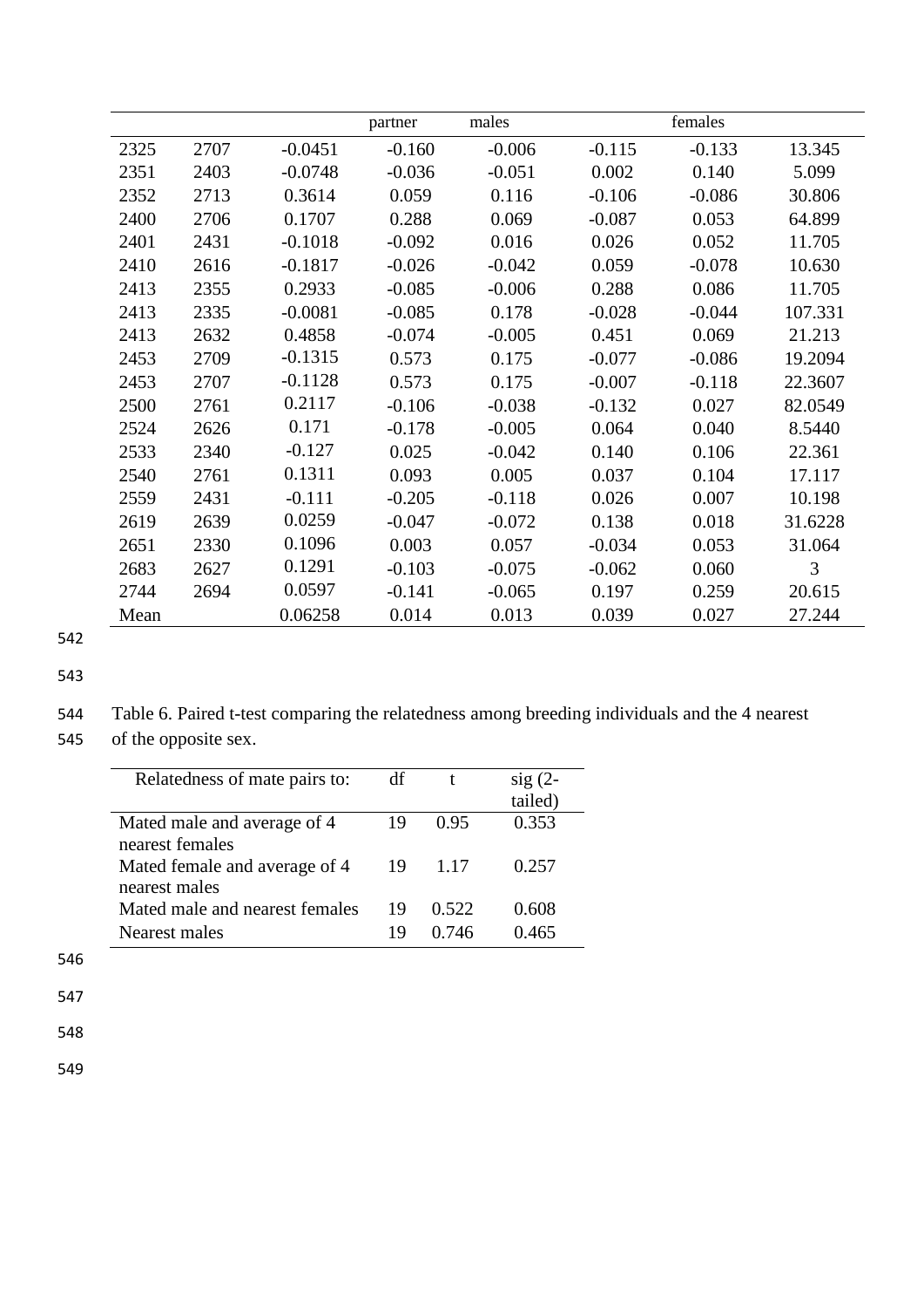| | | | partner | males | | females | |
|---|---|---|---|---|---|---|---|
| 2325 | 2707 | -0.0451 | -0.160 | -0.006 | -0.115 | -0.133 | 13.345 |
| 2351 | 2403 | -0.0748 | -0.036 | -0.051 | 0.002 | 0.140 | 5.099 |
| 2352 | 2713 | 0.3614 | 0.059 | 0.116 | -0.106 | -0.086 | 30.806 |
| 2400 | 2706 | 0.1707 | 0.288 | 0.069 | -0.087 | 0.053 | 64.899 |
| 2401 | 2431 | -0.1018 | -0.092 | 0.016 | 0.026 | 0.052 | 11.705 |
| 2410 | 2616 | -0.1817 | -0.026 | -0.042 | 0.059 | -0.078 | 10.630 |
| 2413 | 2355 | 0.2933 | -0.085 | -0.006 | 0.288 | 0.086 | 11.705 |
| 2413 | 2335 | -0.0081 | -0.085 | 0.178 | -0.028 | -0.044 | 107.331 |
| 2413 | 2632 | 0.4858 | -0.074 | -0.005 | 0.451 | 0.069 | 21.213 |
| 2453 | 2709 | -0.1315 | 0.573 | 0.175 | -0.077 | -0.086 | 19.2094 |
| 2453 | 2707 | -0.1128 | 0.573 | 0.175 | -0.007 | -0.118 | 22.3607 |
| 2500 | 2761 | 0.2117 | -0.106 | -0.038 | -0.132 | 0.027 | 82.0549 |
| 2524 | 2626 | 0.171 | -0.178 | -0.005 | 0.064 | 0.040 | 8.5440 |
| 2533 | 2340 | -0.127 | 0.025 | -0.042 | 0.140 | 0.106 | 22.361 |
| 2540 | 2761 | 0.1311 | 0.093 | 0.005 | 0.037 | 0.104 | 17.117 |
| 2559 | 2431 | -0.111 | -0.205 | -0.118 | 0.026 | 0.007 | 10.198 |
| 2619 | 2639 | 0.0259 | -0.047 | -0.072 | 0.138 | 0.018 | 31.6228 |
| 2651 | 2330 | 0.1096 | 0.003 | 0.057 | -0.034 | 0.053 | 31.064 |
| 2683 | 2627 | 0.1291 | -0.103 | -0.075 | -0.062 | 0.060 | 3 |
| 2744 | 2694 | 0.0597 | -0.141 | -0.065 | 0.197 | 0.259 | 20.615 |
| Mean | | 0.06258 | 0.014 | 0.013 | 0.039 | 0.027 | 27.244 |

Table 6. Paired t-test comparing the relatedness among breeding individuals and the 4 nearest of the opposite sex.

| Relatedness of mate pairs to: | df | t | sig (2-tailed) |
|---|---|---|---|
| Mated male and average of 4 nearest females | 19 | 0.95 | 0.353 |
| Mated female and average of 4 nearest males | 19 | 1.17 | 0.257 |
| Mated male and nearest females | 19 | 0.522 | 0.608 |
| Nearest males | 19 | 0.746 | 0.465 |